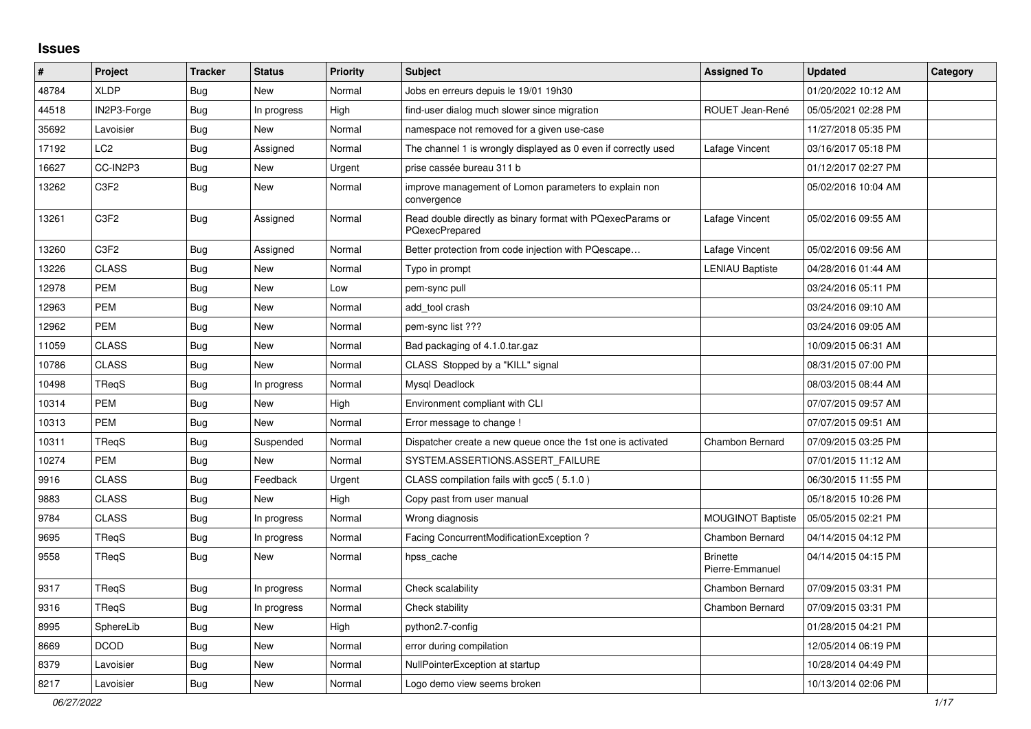# Issues

| # | Project | Tracker | Status | Priority | Subject | Assigned To | Updated | Category |
|---|---|---|---|---|---|---|---|---|
| 48784 | XLDP | Bug | New | Normal | Jobs en erreurs depuis le 19/01 19h30 | | 01/20/2022 10:12 AM | |
| 44518 | IN2P3-Forge | Bug | In progress | High | find-user dialog much slower since migration | ROUET Jean-René | 05/05/2021 02:28 PM | |
| 35692 | Lavoisier | Bug | New | Normal | namespace not removed for a given use-case | | 11/27/2018 05:35 PM | |
| 17192 | LC2 | Bug | Assigned | Normal | The channel 1 is wrongly displayed as 0 even if correctly used | Lafage Vincent | 03/16/2017 05:18 PM | |
| 16627 | CC-IN2P3 | Bug | New | Urgent | prise cassée bureau 311 b | | 01/12/2017 02:27 PM | |
| 13262 | C3F2 | Bug | New | Normal | improve management of Lomon parameters to explain non convergence | | 05/02/2016 10:04 AM | |
| 13261 | C3F2 | Bug | Assigned | Normal | Read double directly as binary format with PQexecParams or PQexecPrepared | Lafage Vincent | 05/02/2016 09:55 AM | |
| 13260 | C3F2 | Bug | Assigned | Normal | Better protection from code injection with PQescape… | Lafage Vincent | 05/02/2016 09:56 AM | |
| 13226 | CLASS | Bug | New | Normal | Typo in prompt | LENIAU Baptiste | 04/28/2016 01:44 AM | |
| 12978 | PEM | Bug | New | Low | pem-sync pull | | 03/24/2016 05:11 PM | |
| 12963 | PEM | Bug | New | Normal | add_tool crash | | 03/24/2016 09:10 AM | |
| 12962 | PEM | Bug | New | Normal | pem-sync list ??? | | 03/24/2016 09:05 AM | |
| 11059 | CLASS | Bug | New | Normal | Bad packaging of 4.1.0.tar.gaz | | 10/09/2015 06:31 AM | |
| 10786 | CLASS | Bug | New | Normal | CLASS Stopped by a "KILL" signal | | 08/31/2015 07:00 PM | |
| 10498 | TReqS | Bug | In progress | Normal | Mysql Deadlock | | 08/03/2015 08:44 AM | |
| 10314 | PEM | Bug | New | High | Environment compliant with CLI | | 07/07/2015 09:57 AM | |
| 10313 | PEM | Bug | New | Normal | Error message to change ! | | 07/07/2015 09:51 AM | |
| 10311 | TReqS | Bug | Suspended | Normal | Dispatcher create a new queue once the 1st one is activated | Chambon Bernard | 07/09/2015 03:25 PM | |
| 10274 | PEM | Bug | New | Normal | SYSTEM.ASSERTIONS.ASSERT_FAILURE | | 07/01/2015 11:12 AM | |
| 9916 | CLASS | Bug | Feedback | Urgent | CLASS compilation fails with gcc5 ( 5.1.0 ) | | 06/30/2015 11:55 PM | |
| 9883 | CLASS | Bug | New | High | Copy past from user manual | | 05/18/2015 10:26 PM | |
| 9784 | CLASS | Bug | In progress | Normal | Wrong diagnosis | MOUGINOT Baptiste | 05/05/2015 02:21 PM | |
| 9695 | TReqS | Bug | In progress | Normal | Facing ConcurrentModificationException ? | Chambon Bernard | 04/14/2015 04:12 PM | |
| 9558 | TReqS | Bug | New | Normal | hpss_cache | Brinette Pierre-Emmanuel | 04/14/2015 04:15 PM | |
| 9317 | TReqS | Bug | In progress | Normal | Check scalability | Chambon Bernard | 07/09/2015 03:31 PM | |
| 9316 | TReqS | Bug | In progress | Normal | Check stability | Chambon Bernard | 07/09/2015 03:31 PM | |
| 8995 | SphereLib | Bug | New | High | python2.7-config | | 01/28/2015 04:21 PM | |
| 8669 | DCOD | Bug | New | Normal | error during compilation | | 12/05/2014 06:19 PM | |
| 8379 | Lavoisier | Bug | New | Normal | NullPointerException at startup | | 10/28/2014 04:49 PM | |
| 8217 | Lavoisier | Bug | New | Normal | Logo demo view seems broken | | 10/13/2014 02:06 PM | |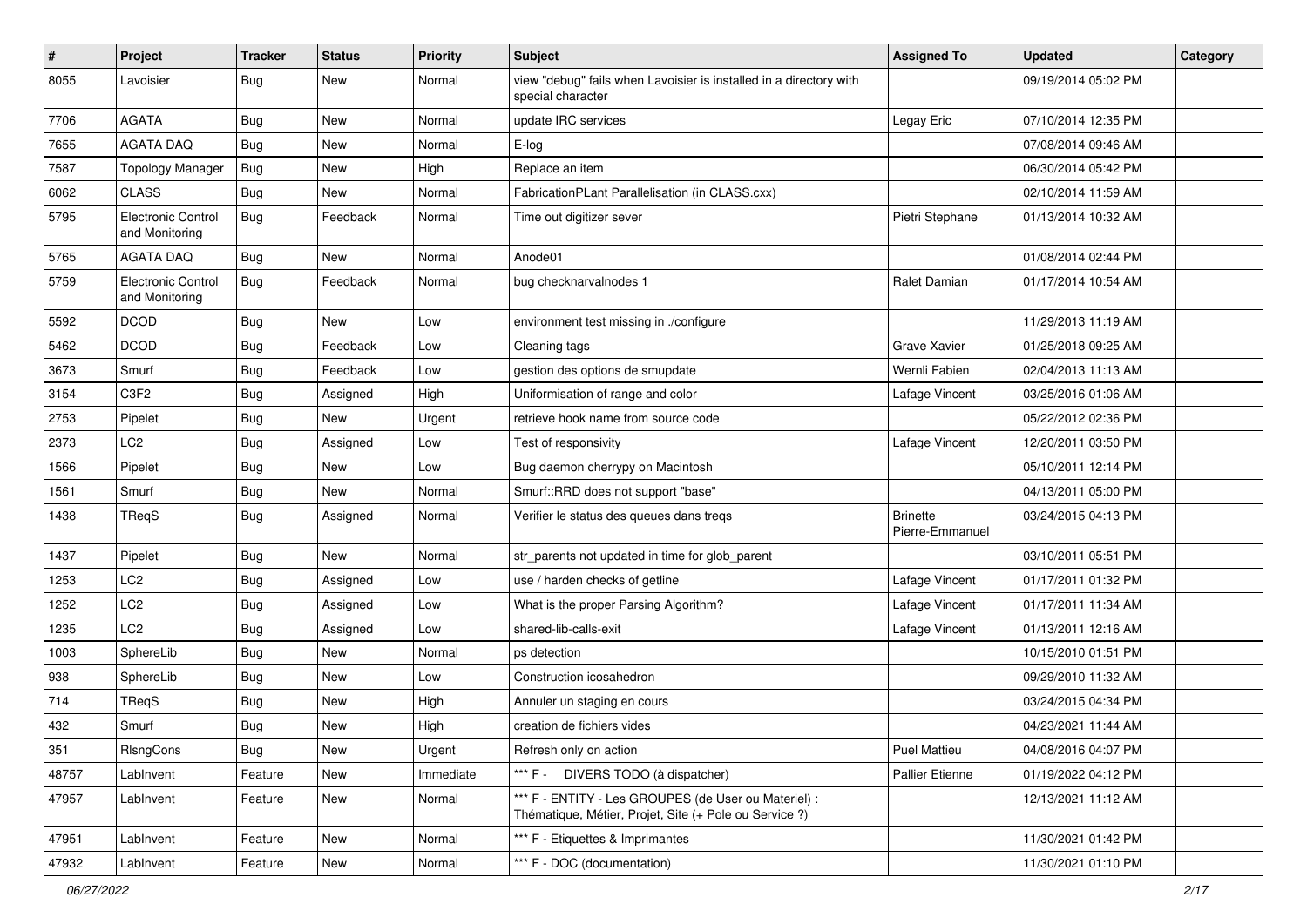| # | Project | Tracker | Status | Priority | Subject | Assigned To | Updated | Category |
|---|---|---|---|---|---|---|---|---|
| 8055 | Lavoisier | Bug | New | Normal | view "debug" fails when Lavoisier is installed in a directory with special character | | 09/19/2014 05:02 PM | |
| 7706 | AGATA | Bug | New | Normal | update IRC services | Legay Eric | 07/10/2014 12:35 PM | |
| 7655 | AGATA DAQ | Bug | New | Normal | E-log | | 07/08/2014 09:46 AM | |
| 7587 | Topology Manager | Bug | New | High | Replace an item | | 06/30/2014 05:42 PM | |
| 6062 | CLASS | Bug | New | Normal | FabricationPLant Parallelisation (in CLASS.cxx) | | 02/10/2014 11:59 AM | |
| 5795 | Electronic Control and Monitoring | Bug | Feedback | Normal | Time out digitizer sever | Pietri Stephane | 01/13/2014 10:32 AM | |
| 5765 | AGATA DAQ | Bug | New | Normal | Anode01 | | 01/08/2014 02:44 PM | |
| 5759 | Electronic Control and Monitoring | Bug | Feedback | Normal | bug checknarvalnodes 1 | Ralet Damian | 01/17/2014 10:54 AM | |
| 5592 | DCOD | Bug | New | Low | environment test missing in ./configure | | 11/29/2013 11:19 AM | |
| 5462 | DCOD | Bug | Feedback | Low | Cleaning tags | Grave Xavier | 01/25/2018 09:25 AM | |
| 3673 | Smurf | Bug | Feedback | Low | gestion des options de smupdate | Wernli Fabien | 02/04/2013 11:13 AM | |
| 3154 | C3F2 | Bug | Assigned | High | Uniformisation of range and color | Lafage Vincent | 03/25/2016 01:06 AM | |
| 2753 | Pipelet | Bug | New | Urgent | retrieve hook name from source code | | 05/22/2012 02:36 PM | |
| 2373 | LC2 | Bug | Assigned | Low | Test of responsivity | Lafage Vincent | 12/20/2011 03:50 PM | |
| 1566 | Pipelet | Bug | New | Low | Bug daemon cherrypy on Macintosh | | 05/10/2011 12:14 PM | |
| 1561 | Smurf | Bug | New | Normal | Smurf::RRD does not support "base" | | 04/13/2011 05:00 PM | |
| 1438 | TReqS | Bug | Assigned | Normal | Verifier le status des queues dans treqs | Brinette Pierre-Emmanuel | 03/24/2015 04:13 PM | |
| 1437 | Pipelet | Bug | New | Normal | str_parents not updated in time for glob_parent | | 03/10/2011 05:51 PM | |
| 1253 | LC2 | Bug | Assigned | Low | use / harden checks of getline | Lafage Vincent | 01/17/2011 01:32 PM | |
| 1252 | LC2 | Bug | Assigned | Low | What is the proper Parsing Algorithm? | Lafage Vincent | 01/17/2011 11:34 AM | |
| 1235 | LC2 | Bug | Assigned | Low | shared-lib-calls-exit | Lafage Vincent | 01/13/2011 12:16 AM | |
| 1003 | SphereLib | Bug | New | Normal | ps detection | | 10/15/2010 01:51 PM | |
| 938 | SphereLib | Bug | New | Low | Construction icosahedron | | 09/29/2010 11:32 AM | |
| 714 | TReqS | Bug | New | High | Annuler un staging en cours | | 03/24/2015 04:34 PM | |
| 432 | Smurf | Bug | New | High | creation de fichiers vides | | 04/23/2021 11:44 AM | |
| 351 | RlsngCons | Bug | New | Urgent | Refresh only on action | Puel Mattieu | 04/08/2016 04:07 PM | |
| 48757 | LabInvent | Feature | New | Immediate | *** F - DIVERS TODO (à dispatcher) | Pallier Etienne | 01/19/2022 04:12 PM | |
| 47957 | LabInvent | Feature | New | Normal | *** F - ENTITY - Les GROUPES (de User ou Materiel) : Thématique, Métier, Projet, Site (+ Pole ou Service ?) | | 12/13/2021 11:12 AM | |
| 47951 | LabInvent | Feature | New | Normal | *** F - Etiquettes & Imprimantes | | 11/30/2021 01:42 PM | |
| 47932 | LabInvent | Feature | New | Normal | *** F - DOC (documentation) | | 11/30/2021 01:10 PM | |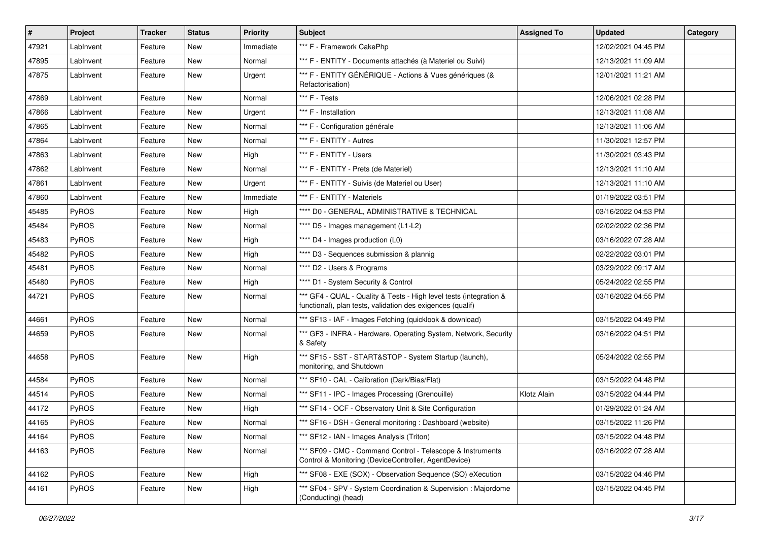| # | Project | Tracker | Status | Priority | Subject | Assigned To | Updated | Category |
|---|---|---|---|---|---|---|---|---|
| 47921 | LabInvent | Feature | New | Immediate | *** F - Framework CakePhp | | 12/02/2021 04:45 PM | |
| 47895 | LabInvent | Feature | New | Normal | *** F - ENTITY - Documents attachés (à Materiel ou Suivi) | | 12/13/2021 11:09 AM | |
| 47875 | LabInvent | Feature | New | Urgent | *** F - ENTITY GÉNÉRIQUE - Actions & Vues génériques (& Refactorisation) | | 12/01/2021 11:21 AM | |
| 47869 | LabInvent | Feature | New | Normal | *** F - Tests | | 12/06/2021 02:28 PM | |
| 47866 | LabInvent | Feature | New | Urgent | *** F - Installation | | 12/13/2021 11:08 AM | |
| 47865 | LabInvent | Feature | New | Normal | *** F - Configuration générale | | 12/13/2021 11:06 AM | |
| 47864 | LabInvent | Feature | New | Normal | *** F - ENTITY - Autres | | 11/30/2021 12:57 PM | |
| 47863 | LabInvent | Feature | New | High | *** F - ENTITY - Users | | 11/30/2021 03:43 PM | |
| 47862 | LabInvent | Feature | New | Normal | *** F - ENTITY - Prets (de Materiel) | | 12/13/2021 11:10 AM | |
| 47861 | LabInvent | Feature | New | Urgent | *** F - ENTITY - Suivis (de Materiel ou User) | | 12/13/2021 11:10 AM | |
| 47860 | LabInvent | Feature | New | Immediate | *** F - ENTITY - Materiels | | 01/19/2022 03:51 PM | |
| 45485 | PyROS | Feature | New | High | **** D0 - GENERAL, ADMINISTRATIVE & TECHNICAL | | 03/16/2022 04:53 PM | |
| 45484 | PyROS | Feature | New | Normal | **** D5 - Images management (L1-L2) | | 02/02/2022 02:36 PM | |
| 45483 | PyROS | Feature | New | High | **** D4 - Images production (L0) | | 03/16/2022 07:28 AM | |
| 45482 | PyROS | Feature | New | High | **** D3 - Sequences submission & plannig | | 02/22/2022 03:01 PM | |
| 45481 | PyROS | Feature | New | Normal | **** D2 - Users & Programs | | 03/29/2022 09:17 AM | |
| 45480 | PyROS | Feature | New | High | **** D1 - System Security & Control | | 05/24/2022 02:55 PM | |
| 44721 | PyROS | Feature | New | Normal | *** GF4 - QUAL - Quality & Tests - High level tests (integration & functional), plan tests, validation des exigences (qualif) | | 03/16/2022 04:55 PM | |
| 44661 | PyROS | Feature | New | Normal | *** SF13 - IAF - Images Fetching (quicklook & download) | | 03/15/2022 04:49 PM | |
| 44659 | PyROS | Feature | New | Normal | *** GF3 - INFRA - Hardware, Operating System, Network, Security & Safety | | 03/16/2022 04:51 PM | |
| 44658 | PyROS | Feature | New | High | *** SF15 - SST - START&STOP - System Startup (launch), monitoring, and Shutdown | | 05/24/2022 02:55 PM | |
| 44584 | PyROS | Feature | New | Normal | *** SF10 - CAL - Calibration (Dark/Bias/Flat) | | 03/15/2022 04:48 PM | |
| 44514 | PyROS | Feature | New | Normal | *** SF11 - IPC - Images Processing (Grenouille) | Klotz Alain | 03/15/2022 04:44 PM | |
| 44172 | PyROS | Feature | New | High | *** SF14 - OCF - Observatory Unit & Site Configuration | | 01/29/2022 01:24 AM | |
| 44165 | PyROS | Feature | New | Normal | *** SF16 - DSH - General monitoring : Dashboard (website) | | 03/15/2022 11:26 PM | |
| 44164 | PyROS | Feature | New | Normal | *** SF12 - IAN - Images Analysis (Triton) | | 03/15/2022 04:48 PM | |
| 44163 | PyROS | Feature | New | Normal | *** SF09 - CMC - Command Control - Telescope & Instruments Control & Monitoring (DeviceController, AgentDevice) | | 03/16/2022 07:28 AM | |
| 44162 | PyROS | Feature | New | High | *** SF08 - EXE (SOX) - Observation Sequence (SO) eXecution | | 03/15/2022 04:46 PM | |
| 44161 | PyROS | Feature | New | High | *** SF04 - SPV - System Coordination & Supervision : Majordome (Conducting) (head) | | 03/15/2022 04:45 PM | |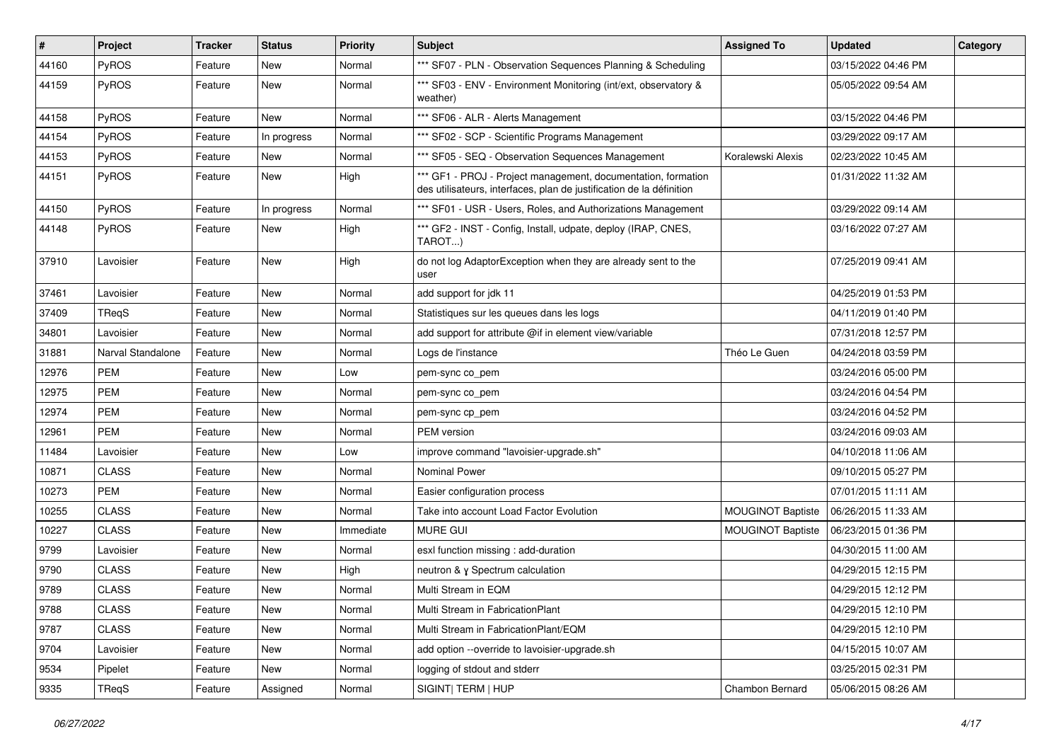| # | Project | Tracker | Status | Priority | Subject | Assigned To | Updated | Category |
|---|---|---|---|---|---|---|---|---|
| 44160 | PyROS | Feature | New | Normal | *** SF07 - PLN - Observation Sequences Planning & Scheduling | | 03/15/2022 04:46 PM | |
| 44159 | PyROS | Feature | New | Normal | *** SF03 - ENV - Environment Monitoring (int/ext, observatory & weather) | | 05/05/2022 09:54 AM | |
| 44158 | PyROS | Feature | New | Normal | *** SF06 - ALR - Alerts Management | | 03/15/2022 04:46 PM | |
| 44154 | PyROS | Feature | In progress | Normal | *** SF02 - SCP - Scientific Programs Management | | 03/29/2022 09:17 AM | |
| 44153 | PyROS | Feature | New | Normal | *** SF05 - SEQ - Observation Sequences Management | Koralewski Alexis | 02/23/2022 10:45 AM | |
| 44151 | PyROS | Feature | New | High | *** GF1 - PROJ - Project management, documentation, formation des utilisateurs, interfaces, plan de justification de la définition | | 01/31/2022 11:32 AM | |
| 44150 | PyROS | Feature | In progress | Normal | *** SF01 - USR - Users, Roles, and Authorizations Management | | 03/29/2022 09:14 AM | |
| 44148 | PyROS | Feature | New | High | *** GF2 - INST - Config, Install, udpate, deploy (IRAP, CNES, TAROT...) | | 03/16/2022 07:27 AM | |
| 37910 | Lavoisier | Feature | New | High | do not log AdaptorException when they are already sent to the user | | 07/25/2019 09:41 AM | |
| 37461 | Lavoisier | Feature | New | Normal | add support for jdk 11 | | 04/25/2019 01:53 PM | |
| 37409 | TReqS | Feature | New | Normal | Statistiques sur les queues dans les logs | | 04/11/2019 01:40 PM | |
| 34801 | Lavoisier | Feature | New | Normal | add support for attribute @if in element view/variable | | 07/31/2018 12:57 PM | |
| 31881 | Narval Standalone | Feature | New | Normal | Logs de l'instance | Théo Le Guen | 04/24/2018 03:59 PM | |
| 12976 | PEM | Feature | New | Low | pem-sync co_pem | | 03/24/2016 05:00 PM | |
| 12975 | PEM | Feature | New | Normal | pem-sync co_pem | | 03/24/2016 04:54 PM | |
| 12974 | PEM | Feature | New | Normal | pem-sync cp_pem | | 03/24/2016 04:52 PM | |
| 12961 | PEM | Feature | New | Normal | PEM version | | 03/24/2016 09:03 AM | |
| 11484 | Lavoisier | Feature | New | Low | improve command "lavoisier-upgrade.sh" | | 04/10/2018 11:06 AM | |
| 10871 | CLASS | Feature | New | Normal | Nominal Power | | 09/10/2015 05:27 PM | |
| 10273 | PEM | Feature | New | Normal | Easier configuration process | | 07/01/2015 11:11 AM | |
| 10255 | CLASS | Feature | New | Normal | Take into account Load Factor Evolution | MOUGINOT Baptiste | 06/26/2015 11:33 AM | |
| 10227 | CLASS | Feature | New | Immediate | MURE GUI | MOUGINOT Baptiste | 06/23/2015 01:36 PM | |
| 9799 | Lavoisier | Feature | New | Normal | esxl function missing : add-duration | | 04/30/2015 11:00 AM | |
| 9790 | CLASS | Feature | New | High | neutron & γ Spectrum calculation | | 04/29/2015 12:15 PM | |
| 9789 | CLASS | Feature | New | Normal | Multi Stream in EQM | | 04/29/2015 12:12 PM | |
| 9788 | CLASS | Feature | New | Normal | Multi Stream in FabricationPlant | | 04/29/2015 12:10 PM | |
| 9787 | CLASS | Feature | New | Normal | Multi Stream in FabricationPlant/EQM | | 04/29/2015 12:10 PM | |
| 9704 | Lavoisier | Feature | New | Normal | add option --override to lavoisier-upgrade.sh | | 04/15/2015 10:07 AM | |
| 9534 | Pipelet | Feature | New | Normal | logging of stdout and stderr | | 03/25/2015 02:31 PM | |
| 9335 | TReqS | Feature | Assigned | Normal | SIGINT\| TERM \| HUP | Chambon Bernard | 05/06/2015 08:26 AM | |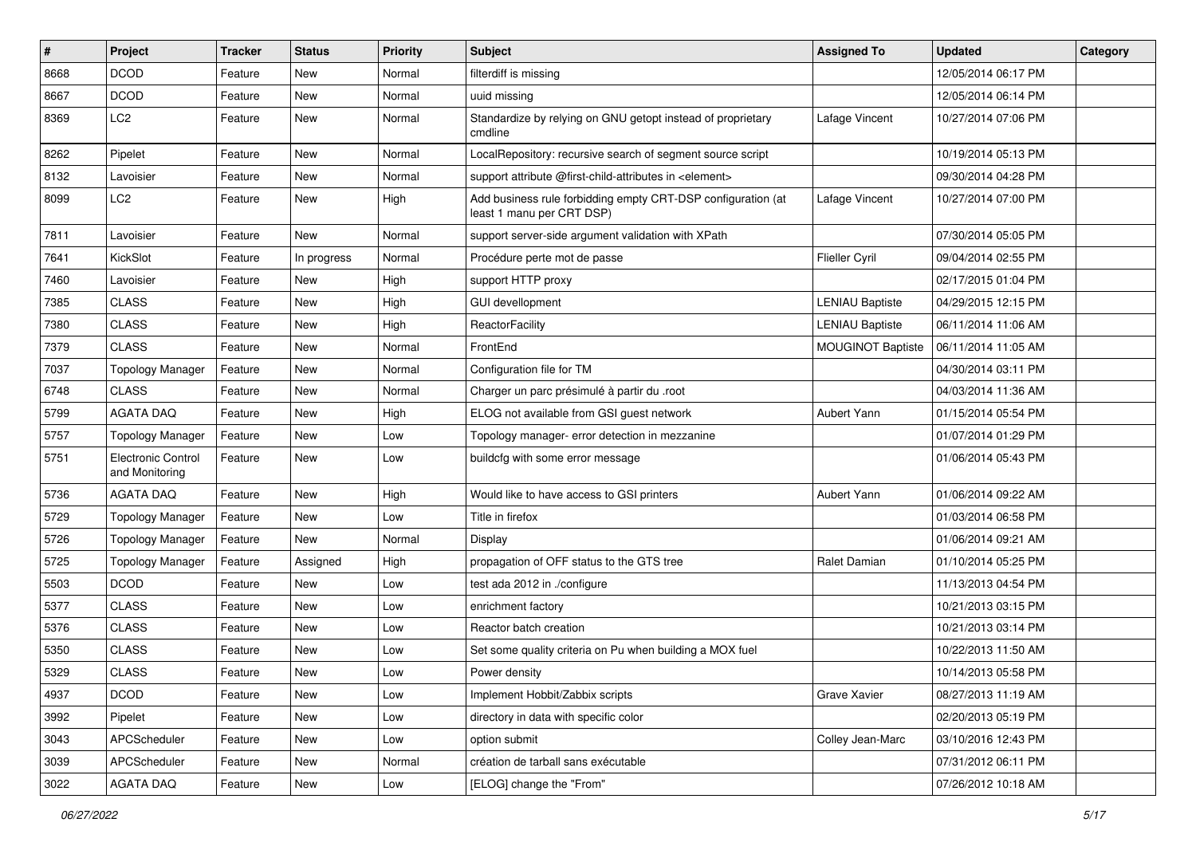| # | Project | Tracker | Status | Priority | Subject | Assigned To | Updated | Category |
|---|---|---|---|---|---|---|---|---|
| 8668 | DCOD | Feature | New | Normal | filterdiff is missing | | 12/05/2014 06:17 PM | |
| 8667 | DCOD | Feature | New | Normal | uuid missing | | 12/05/2014 06:14 PM | |
| 8369 | LC2 | Feature | New | Normal | Standardize by relying on GNU getopt instead of proprietary cmdline | Lafage Vincent | 10/27/2014 07:06 PM | |
| 8262 | Pipelet | Feature | New | Normal | LocalRepository: recursive search of segment source script | | 10/19/2014 05:13 PM | |
| 8132 | Lavoisier | Feature | New | Normal | support attribute @first-child-attributes in <element> | | 09/30/2014 04:28 PM | |
| 8099 | LC2 | Feature | New | High | Add business rule forbidding empty CRT-DSP configuration (at least 1 manu per CRT DSP) | Lafage Vincent | 10/27/2014 07:00 PM | |
| 7811 | Lavoisier | Feature | New | Normal | support server-side argument validation with XPath | | 07/30/2014 05:05 PM | |
| 7641 | KickSlot | Feature | In progress | Normal | Procédure perte mot de passe | Flieller Cyril | 09/04/2014 02:55 PM | |
| 7460 | Lavoisier | Feature | New | High | support HTTP proxy | | 02/17/2015 01:04 PM | |
| 7385 | CLASS | Feature | New | High | GUI devellopment | LENIAU Baptiste | 04/29/2015 12:15 PM | |
| 7380 | CLASS | Feature | New | High | ReactorFacility | LENIAU Baptiste | 06/11/2014 11:06 AM | |
| 7379 | CLASS | Feature | New | Normal | FrontEnd | MOUGINOT Baptiste | 06/11/2014 11:05 AM | |
| 7037 | Topology Manager | Feature | New | Normal | Configuration file for TM | | 04/30/2014 03:11 PM | |
| 6748 | CLASS | Feature | New | Normal | Charger un parc présimulé à partir du .root | | 04/03/2014 11:36 AM | |
| 5799 | AGATA DAQ | Feature | New | High | ELOG not available from GSI guest network | Aubert Yann | 01/15/2014 05:54 PM | |
| 5757 | Topology Manager | Feature | New | Low | Topology manager- error detection in mezzanine | | 01/07/2014 01:29 PM | |
| 5751 | Electronic Control and Monitoring | Feature | New | Low | buildcfg with some error message | | 01/06/2014 05:43 PM | |
| 5736 | AGATA DAQ | Feature | New | High | Would like to have access to GSI printers | Aubert Yann | 01/06/2014 09:22 AM | |
| 5729 | Topology Manager | Feature | New | Low | Title in firefox | | 01/03/2014 06:58 PM | |
| 5726 | Topology Manager | Feature | New | Normal | Display | | 01/06/2014 09:21 AM | |
| 5725 | Topology Manager | Feature | Assigned | High | propagation of OFF status to the GTS tree | Ralet Damian | 01/10/2014 05:25 PM | |
| 5503 | DCOD | Feature | New | Low | test ada 2012 in ./configure | | 11/13/2013 04:54 PM | |
| 5377 | CLASS | Feature | New | Low | enrichment factory | | 10/21/2013 03:15 PM | |
| 5376 | CLASS | Feature | New | Low | Reactor batch creation | | 10/21/2013 03:14 PM | |
| 5350 | CLASS | Feature | New | Low | Set some quality criteria on Pu when building a MOX fuel | | 10/22/2013 11:50 AM | |
| 5329 | CLASS | Feature | New | Low | Power density | | 10/14/2013 05:58 PM | |
| 4937 | DCOD | Feature | New | Low | Implement Hobbit/Zabbix scripts | Grave Xavier | 08/27/2013 11:19 AM | |
| 3992 | Pipelet | Feature | New | Low | directory in data with specific color | | 02/20/2013 05:19 PM | |
| 3043 | APCScheduler | Feature | New | Low | option submit | Colley Jean-Marc | 03/10/2016 12:43 PM | |
| 3039 | APCScheduler | Feature | New | Normal | création de tarball sans exécutable | | 07/31/2012 06:11 PM | |
| 3022 | AGATA DAQ | Feature | New | Low | [ELOG] change the "From" | | 07/26/2012 10:18 AM | |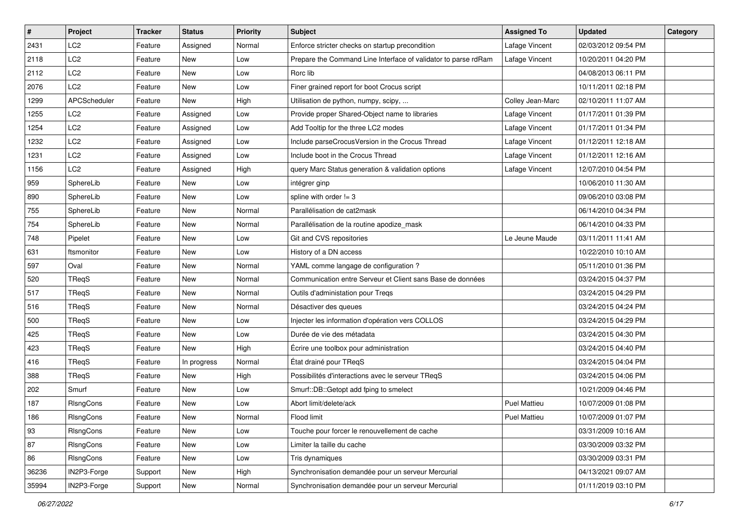| # | Project | Tracker | Status | Priority | Subject | Assigned To | Updated | Category |
|---|---|---|---|---|---|---|---|---|
| 2431 | LC2 | Feature | Assigned | Normal | Enforce stricter checks on startup precondition | Lafage Vincent | 02/03/2012 09:54 PM | |
| 2118 | LC2 | Feature | New | Low | Prepare the Command Line Interface of validator to parse rdRam | Lafage Vincent | 10/20/2011 04:20 PM | |
| 2112 | LC2 | Feature | New | Low | Rorc lib | | 04/08/2013 06:11 PM | |
| 2076 | LC2 | Feature | New | Low | Finer grained report for boot Crocus script | | 10/11/2011 02:18 PM | |
| 1299 | APCScheduler | Feature | New | High | Utilisation de python, numpy, scipy, ... | Colley Jean-Marc | 02/10/2011 11:07 AM | |
| 1255 | LC2 | Feature | Assigned | Low | Provide proper Shared-Object name to libraries | Lafage Vincent | 01/17/2011 01:39 PM | |
| 1254 | LC2 | Feature | Assigned | Low | Add Tooltip for the three LC2 modes | Lafage Vincent | 01/17/2011 01:34 PM | |
| 1232 | LC2 | Feature | Assigned | Low | Include parseCrocusVersion in the Crocus Thread | Lafage Vincent | 01/12/2011 12:18 AM | |
| 1231 | LC2 | Feature | Assigned | Low | Include boot in the Crocus Thread | Lafage Vincent | 01/12/2011 12:16 AM | |
| 1156 | LC2 | Feature | Assigned | High | query Marc Status generation & validation options | Lafage Vincent | 12/07/2010 04:54 PM | |
| 959 | SphereLib | Feature | New | Low | intégrer ginp | | 10/06/2010 11:30 AM | |
| 890 | SphereLib | Feature | New | Low | spline with order != 3 | | 09/06/2010 03:08 PM | |
| 755 | SphereLib | Feature | New | Normal | Parallélisation de cat2mask | | 06/14/2010 04:34 PM | |
| 754 | SphereLib | Feature | New | Normal | Parallélisation de la routine apodize_mask | | 06/14/2010 04:33 PM | |
| 748 | Pipelet | Feature | New | Low | Git and CVS repositories | Le Jeune Maude | 03/11/2011 11:41 AM | |
| 631 | ftsmonitor | Feature | New | Low | History of a DN access | | 10/22/2010 10:10 AM | |
| 597 | Oval | Feature | New | Normal | YAML comme langage de configuration ? | | 05/11/2010 01:36 PM | |
| 520 | TReqS | Feature | New | Normal | Communication entre Serveur et Client sans Base de données | | 03/24/2015 04:37 PM | |
| 517 | TReqS | Feature | New | Normal | Outils d'administation pour Treqs | | 03/24/2015 04:29 PM | |
| 516 | TReqS | Feature | New | Normal | Désactiver des queues | | 03/24/2015 04:24 PM | |
| 500 | TReqS | Feature | New | Low | Injecter les information d'opération vers COLLOS | | 03/24/2015 04:29 PM | |
| 425 | TReqS | Feature | New | Low | Durée de vie des métadata | | 03/24/2015 04:30 PM | |
| 423 | TReqS | Feature | New | High | Écrire une toolbox pour administration | | 03/24/2015 04:40 PM | |
| 416 | TReqS | Feature | In progress | Normal | État drainé pour TReqS | | 03/24/2015 04:04 PM | |
| 388 | TReqS | Feature | New | High | Possibilités d'interactions avec le serveur TReqS | | 03/24/2015 04:06 PM | |
| 202 | Smurf | Feature | New | Low | Smurf::DB::Getopt add fping to smelect | | 10/21/2009 04:46 PM | |
| 187 | RlsngCons | Feature | New | Low | Abort limit/delete/ack | Puel Mattieu | 10/07/2009 01:08 PM | |
| 186 | RlsngCons | Feature | New | Normal | Flood limit | Puel Mattieu | 10/07/2009 01:07 PM | |
| 93 | RlsngCons | Feature | New | Low | Touche pour forcer le renouvellement de cache | | 03/31/2009 10:16 AM | |
| 87 | RlsngCons | Feature | New | Low | Limiter la taille du cache | | 03/30/2009 03:32 PM | |
| 86 | RlsngCons | Feature | New | Low | Tris dynamiques | | 03/30/2009 03:31 PM | |
| 36236 | IN2P3-Forge | Support | New | High | Synchronisation demandée pour un serveur Mercurial | | 04/13/2021 09:07 AM | |
| 35994 | IN2P3-Forge | Support | New | Normal | Synchronisation demandée pour un serveur Mercurial | | 01/11/2019 03:10 PM | |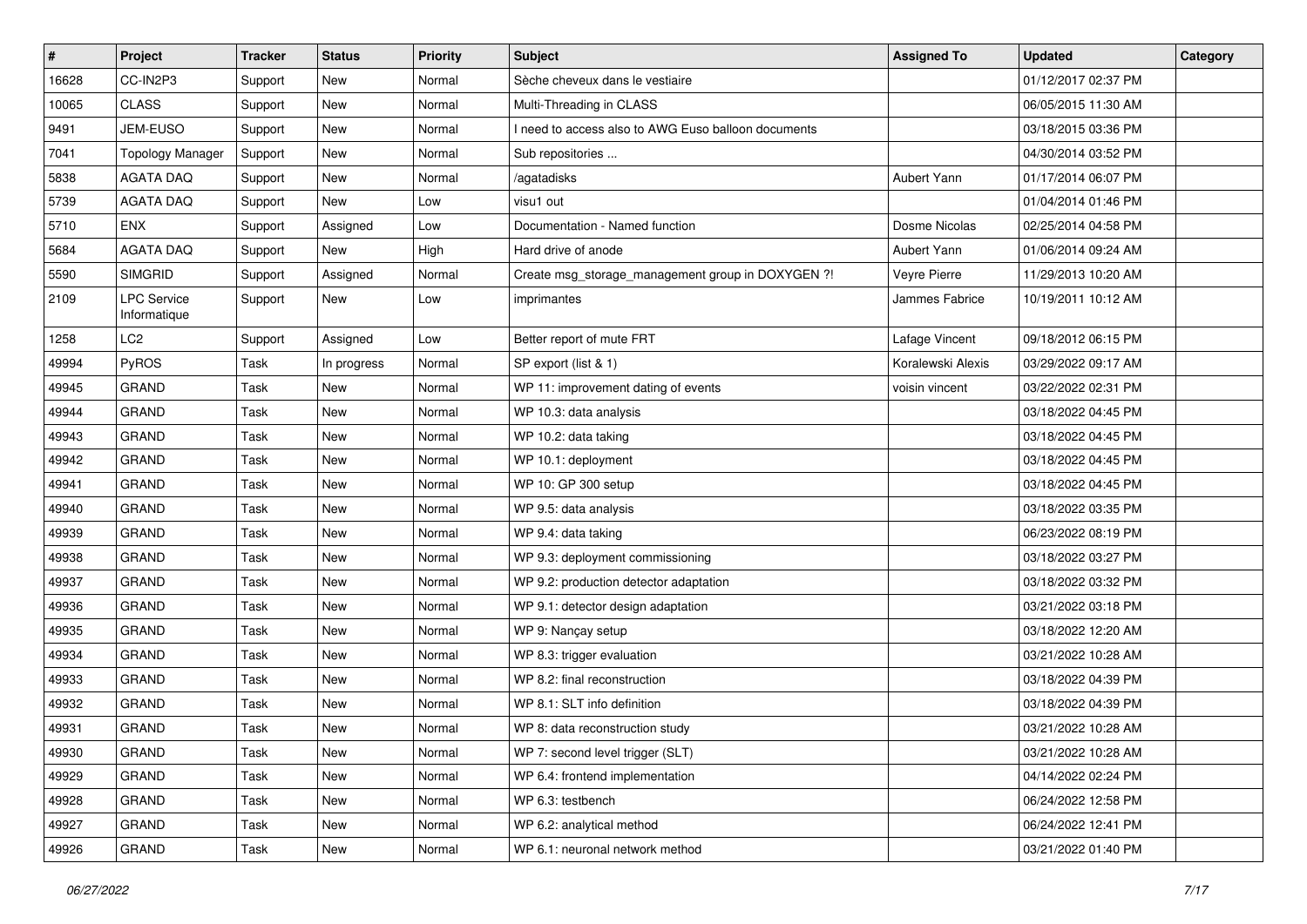| # | Project | Tracker | Status | Priority | Subject | Assigned To | Updated | Category |
|---|---|---|---|---|---|---|---|---|
| 16628 | CC-IN2P3 | Support | New | Normal | Sèche cheveux dans le vestiaire | | 01/12/2017 02:37 PM | |
| 10065 | CLASS | Support | New | Normal | Multi-Threading in CLASS | | 06/05/2015 11:30 AM | |
| 9491 | JEM-EUSO | Support | New | Normal | I need to access also to AWG Euso balloon documents | | 03/18/2015 03:36 PM | |
| 7041 | Topology Manager | Support | New | Normal | Sub repositories ... | | 04/30/2014 03:52 PM | |
| 5838 | AGATA DAQ | Support | New | Normal | /agatadisks | Aubert Yann | 01/17/2014 06:07 PM | |
| 5739 | AGATA DAQ | Support | New | Low | visu1 out | | 01/04/2014 01:46 PM | |
| 5710 | ENX | Support | Assigned | Low | Documentation - Named function | Dosme Nicolas | 02/25/2014 04:58 PM | |
| 5684 | AGATA DAQ | Support | New | High | Hard drive of anode | Aubert Yann | 01/06/2014 09:24 AM | |
| 5590 | SIMGRID | Support | Assigned | Normal | Create msg_storage_management group in DOXYGEN ?! | Veyre Pierre | 11/29/2013 10:20 AM | |
| 2109 | LPC Service Informatique | Support | New | Low | imprimantes | Jammes Fabrice | 10/19/2011 10:12 AM | |
| 1258 | LC2 | Support | Assigned | Low | Better report of mute FRT | Lafage Vincent | 09/18/2012 06:15 PM | |
| 49994 | PyROS | Task | In progress | Normal | SP export (list & 1) | Koralewski Alexis | 03/29/2022 09:17 AM | |
| 49945 | GRAND | Task | New | Normal | WP 11: improvement dating of events | voisin vincent | 03/22/2022 02:31 PM | |
| 49944 | GRAND | Task | New | Normal | WP 10.3: data analysis | | 03/18/2022 04:45 PM | |
| 49943 | GRAND | Task | New | Normal | WP 10.2: data taking | | 03/18/2022 04:45 PM | |
| 49942 | GRAND | Task | New | Normal | WP 10.1: deployment | | 03/18/2022 04:45 PM | |
| 49941 | GRAND | Task | New | Normal | WP 10: GP 300 setup | | 03/18/2022 04:45 PM | |
| 49940 | GRAND | Task | New | Normal | WP 9.5: data analysis | | 03/18/2022 03:35 PM | |
| 49939 | GRAND | Task | New | Normal | WP 9.4: data taking | | 06/23/2022 08:19 PM | |
| 49938 | GRAND | Task | New | Normal | WP 9.3: deployment commissioning | | 03/18/2022 03:27 PM | |
| 49937 | GRAND | Task | New | Normal | WP 9.2: production detector adaptation | | 03/18/2022 03:32 PM | |
| 49936 | GRAND | Task | New | Normal | WP 9.1: detector design adaptation | | 03/21/2022 03:18 PM | |
| 49935 | GRAND | Task | New | Normal | WP 9: Nançay setup | | 03/18/2022 12:20 AM | |
| 49934 | GRAND | Task | New | Normal | WP 8.3: trigger evaluation | | 03/21/2022 10:28 AM | |
| 49933 | GRAND | Task | New | Normal | WP 8.2: final reconstruction | | 03/18/2022 04:39 PM | |
| 49932 | GRAND | Task | New | Normal | WP 8.1: SLT info definition | | 03/18/2022 04:39 PM | |
| 49931 | GRAND | Task | New | Normal | WP 8: data reconstruction study | | 03/21/2022 10:28 AM | |
| 49930 | GRAND | Task | New | Normal | WP 7: second level trigger (SLT) | | 03/21/2022 10:28 AM | |
| 49929 | GRAND | Task | New | Normal | WP 6.4: frontend implementation | | 04/14/2022 02:24 PM | |
| 49928 | GRAND | Task | New | Normal | WP 6.3: testbench | | 06/24/2022 12:58 PM | |
| 49927 | GRAND | Task | New | Normal | WP 6.2: analytical method | | 06/24/2022 12:41 PM | |
| 49926 | GRAND | Task | New | Normal | WP 6.1: neuronal network method | | 03/21/2022 01:40 PM | |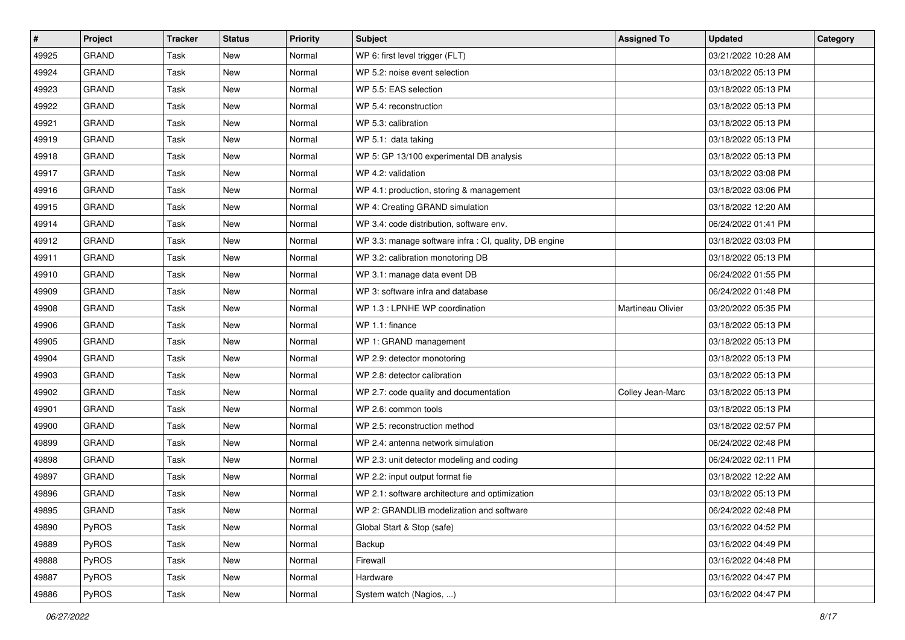| # | Project | Tracker | Status | Priority | Subject | Assigned To | Updated | Category |
|---|---|---|---|---|---|---|---|---|
| 49925 | GRAND | Task | New | Normal | WP 6: first level trigger (FLT) | | 03/21/2022 10:28 AM | |
| 49924 | GRAND | Task | New | Normal | WP 5.2: noise event selection | | 03/18/2022 05:13 PM | |
| 49923 | GRAND | Task | New | Normal | WP 5.5: EAS selection | | 03/18/2022 05:13 PM | |
| 49922 | GRAND | Task | New | Normal | WP 5.4: reconstruction | | 03/18/2022 05:13 PM | |
| 49921 | GRAND | Task | New | Normal | WP 5.3: calibration | | 03/18/2022 05:13 PM | |
| 49919 | GRAND | Task | New | Normal | WP 5.1: data taking | | 03/18/2022 05:13 PM | |
| 49918 | GRAND | Task | New | Normal | WP 5: GP 13/100 experimental DB analysis | | 03/18/2022 05:13 PM | |
| 49917 | GRAND | Task | New | Normal | WP 4.2: validation | | 03/18/2022 03:08 PM | |
| 49916 | GRAND | Task | New | Normal | WP 4.1: production, storing & management | | 03/18/2022 03:06 PM | |
| 49915 | GRAND | Task | New | Normal | WP 4: Creating GRAND simulation | | 03/18/2022 12:20 AM | |
| 49914 | GRAND | Task | New | Normal | WP 3.4: code distribution, software env. | | 06/24/2022 01:41 PM | |
| 49912 | GRAND | Task | New | Normal | WP 3.3: manage software infra : CI, quality, DB engine | | 03/18/2022 03:03 PM | |
| 49911 | GRAND | Task | New | Normal | WP 3.2: calibration monotoring DB | | 03/18/2022 05:13 PM | |
| 49910 | GRAND | Task | New | Normal | WP 3.1: manage data event DB | | 06/24/2022 01:55 PM | |
| 49909 | GRAND | Task | New | Normal | WP 3: software infra and database | | 06/24/2022 01:48 PM | |
| 49908 | GRAND | Task | New | Normal | WP 1.3 : LPNHE WP coordination | Martineau Olivier | 03/20/2022 05:35 PM | |
| 49906 | GRAND | Task | New | Normal | WP 1.1: finance | | 03/18/2022 05:13 PM | |
| 49905 | GRAND | Task | New | Normal | WP 1: GRAND management | | 03/18/2022 05:13 PM | |
| 49904 | GRAND | Task | New | Normal | WP 2.9: detector monotoring | | 03/18/2022 05:13 PM | |
| 49903 | GRAND | Task | New | Normal | WP 2.8: detector calibration | | 03/18/2022 05:13 PM | |
| 49902 | GRAND | Task | New | Normal | WP 2.7: code quality and documentation | Colley Jean-Marc | 03/18/2022 05:13 PM | |
| 49901 | GRAND | Task | New | Normal | WP 2.6: common tools | | 03/18/2022 05:13 PM | |
| 49900 | GRAND | Task | New | Normal | WP 2.5: reconstruction method | | 03/18/2022 02:57 PM | |
| 49899 | GRAND | Task | New | Normal | WP 2.4: antenna network simulation | | 06/24/2022 02:48 PM | |
| 49898 | GRAND | Task | New | Normal | WP 2.3: unit detector modeling and coding | | 06/24/2022 02:11 PM | |
| 49897 | GRAND | Task | New | Normal | WP 2.2: input output format fie | | 03/18/2022 12:22 AM | |
| 49896 | GRAND | Task | New | Normal | WP 2.1: software architecture and optimization | | 03/18/2022 05:13 PM | |
| 49895 | GRAND | Task | New | Normal | WP 2: GRANDLIB modelization and software | | 06/24/2022 02:48 PM | |
| 49890 | PyROS | Task | New | Normal | Global Start & Stop (safe) | | 03/16/2022 04:52 PM | |
| 49889 | PyROS | Task | New | Normal | Backup | | 03/16/2022 04:49 PM | |
| 49888 | PyROS | Task | New | Normal | Firewall | | 03/16/2022 04:48 PM | |
| 49887 | PyROS | Task | New | Normal | Hardware | | 03/16/2022 04:47 PM | |
| 49886 | PyROS | Task | New | Normal | System watch (Nagios, ...) | | 03/16/2022 04:47 PM | |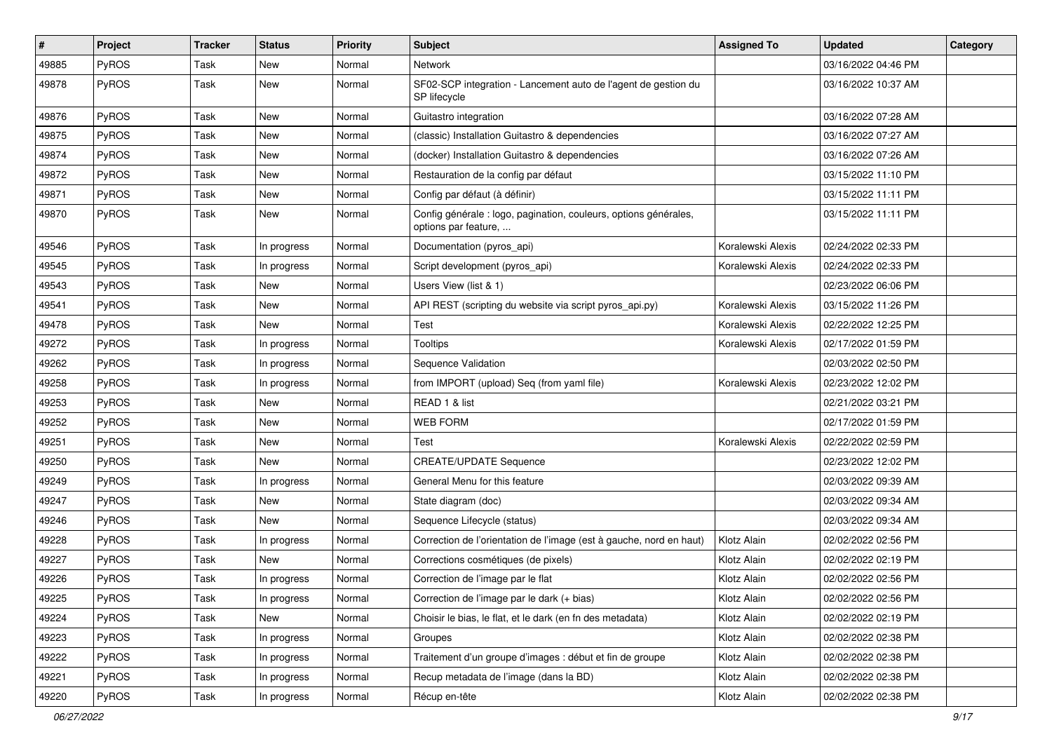| # | Project | Tracker | Status | Priority | Subject | Assigned To | Updated | Category |
|---|---|---|---|---|---|---|---|---|
| 49885 | PyROS | Task | New | Normal | Network | | 03/16/2022 04:46 PM | |
| 49878 | PyROS | Task | New | Normal | SF02-SCP integration - Lancement auto de l'agent de gestion du SP lifecycle | | 03/16/2022 10:37 AM | |
| 49876 | PyROS | Task | New | Normal | Guitastro integration | | 03/16/2022 07:28 AM | |
| 49875 | PyROS | Task | New | Normal | (classic) Installation Guitastro & dependencies | | 03/16/2022 07:27 AM | |
| 49874 | PyROS | Task | New | Normal | (docker) Installation Guitastro & dependencies | | 03/16/2022 07:26 AM | |
| 49872 | PyROS | Task | New | Normal | Restauration de la config par défaut | | 03/15/2022 11:10 PM | |
| 49871 | PyROS | Task | New | Normal | Config par défaut (à définir) | | 03/15/2022 11:11 PM | |
| 49870 | PyROS | Task | New | Normal | Config générale : logo, pagination, couleurs, options générales, options par feature, ... | | 03/15/2022 11:11 PM | |
| 49546 | PyROS | Task | In progress | Normal | Documentation (pyros_api) | Koralewski Alexis | 02/24/2022 02:33 PM | |
| 49545 | PyROS | Task | In progress | Normal | Script development (pyros_api) | Koralewski Alexis | 02/24/2022 02:33 PM | |
| 49543 | PyROS | Task | New | Normal | Users View (list & 1) | | 02/23/2022 06:06 PM | |
| 49541 | PyROS | Task | New | Normal | API REST (scripting du website via script pyros_api.py) | Koralewski Alexis | 03/15/2022 11:26 PM | |
| 49478 | PyROS | Task | New | Normal | Test | Koralewski Alexis | 02/22/2022 12:25 PM | |
| 49272 | PyROS | Task | In progress | Normal | Tooltips | Koralewski Alexis | 02/17/2022 01:59 PM | |
| 49262 | PyROS | Task | In progress | Normal | Sequence Validation | | 02/03/2022 02:50 PM | |
| 49258 | PyROS | Task | In progress | Normal | from IMPORT (upload) Seq (from yaml file) | Koralewski Alexis | 02/23/2022 12:02 PM | |
| 49253 | PyROS | Task | New | Normal | READ 1 & list | | 02/21/2022 03:21 PM | |
| 49252 | PyROS | Task | New | Normal | WEB FORM | | 02/17/2022 01:59 PM | |
| 49251 | PyROS | Task | New | Normal | Test | Koralewski Alexis | 02/22/2022 02:59 PM | |
| 49250 | PyROS | Task | New | Normal | CREATE/UPDATE Sequence | | 02/23/2022 12:02 PM | |
| 49249 | PyROS | Task | In progress | Normal | General Menu for this feature | | 02/03/2022 09:39 AM | |
| 49247 | PyROS | Task | New | Normal | State diagram (doc) | | 02/03/2022 09:34 AM | |
| 49246 | PyROS | Task | New | Normal | Sequence Lifecycle (status) | | 02/03/2022 09:34 AM | |
| 49228 | PyROS | Task | In progress | Normal | Correction de l'orientation de l'image (est à gauche, nord en haut) | Klotz Alain | 02/02/2022 02:56 PM | |
| 49227 | PyROS | Task | New | Normal | Corrections cosmétiques (de pixels) | Klotz Alain | 02/02/2022 02:19 PM | |
| 49226 | PyROS | Task | In progress | Normal | Correction de l'image par le flat | Klotz Alain | 02/02/2022 02:56 PM | |
| 49225 | PyROS | Task | In progress | Normal | Correction de l'image par le dark (+ bias) | Klotz Alain | 02/02/2022 02:56 PM | |
| 49224 | PyROS | Task | New | Normal | Choisir le bias, le flat, et le dark (en fn des metadata) | Klotz Alain | 02/02/2022 02:19 PM | |
| 49223 | PyROS | Task | In progress | Normal | Groupes | Klotz Alain | 02/02/2022 02:38 PM | |
| 49222 | PyROS | Task | In progress | Normal | Traitement d'un groupe d'images : début et fin de groupe | Klotz Alain | 02/02/2022 02:38 PM | |
| 49221 | PyROS | Task | In progress | Normal | Recup metadata de l'image (dans la BD) | Klotz Alain | 02/02/2022 02:38 PM | |
| 49220 | PyROS | Task | In progress | Normal | Récup en-tête | Klotz Alain | 02/02/2022 02:38 PM | |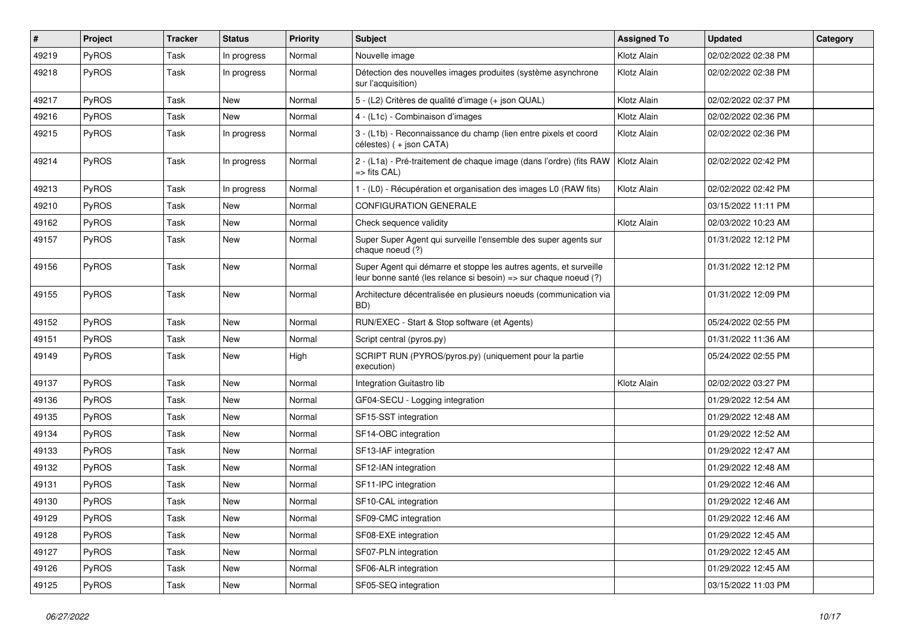| # | Project | Tracker | Status | Priority | Subject | Assigned To | Updated | Category |
|---|---|---|---|---|---|---|---|---|
| 49219 | PyROS | Task | In progress | Normal | Nouvelle image | Klotz Alain | 02/02/2022 02:38 PM | |
| 49218 | PyROS | Task | In progress | Normal | Détection des nouvelles images produites (système asynchrone sur l'acquisition) | Klotz Alain | 02/02/2022 02:38 PM | |
| 49217 | PyROS | Task | New | Normal | 5 - (L2) Critères de qualité d'image (+ json QUAL) | Klotz Alain | 02/02/2022 02:37 PM | |
| 49216 | PyROS | Task | New | Normal | 4 - (L1c) - Combinaison d'images | Klotz Alain | 02/02/2022 02:36 PM | |
| 49215 | PyROS | Task | In progress | Normal | 3 - (L1b) - Reconnaissance du champ (lien entre pixels et coord célestes) ( + json CATA) | Klotz Alain | 02/02/2022 02:36 PM | |
| 49214 | PyROS | Task | In progress | Normal | 2 - (L1a) - Pré-traitement de chaque image (dans l'ordre) (fits RAW => fits CAL) | Klotz Alain | 02/02/2022 02:42 PM | |
| 49213 | PyROS | Task | In progress | Normal | 1 - (L0) - Récupération et organisation des images L0 (RAW fits) | Klotz Alain | 02/02/2022 02:42 PM | |
| 49210 | PyROS | Task | New | Normal | CONFIGURATION GENERALE | | 03/15/2022 11:11 PM | |
| 49162 | PyROS | Task | New | Normal | Check sequence validity | Klotz Alain | 02/03/2022 10:23 AM | |
| 49157 | PyROS | Task | New | Normal | Super Super Agent qui surveille l'ensemble des super agents sur chaque noeud (?) | | 01/31/2022 12:12 PM | |
| 49156 | PyROS | Task | New | Normal | Super Agent qui démarre et stoppe les autres agents, et surveille leur bonne santé (les relance si besoin) => sur chaque noeud (?) | | 01/31/2022 12:12 PM | |
| 49155 | PyROS | Task | New | Normal | Architecture décentralisée en plusieurs noeuds (communication via BD) | | 01/31/2022 12:09 PM | |
| 49152 | PyROS | Task | New | Normal | RUN/EXEC - Start & Stop software (et Agents) | | 05/24/2022 02:55 PM | |
| 49151 | PyROS | Task | New | Normal | Script central (pyros.py) | | 01/31/2022 11:36 AM | |
| 49149 | PyROS | Task | New | High | SCRIPT RUN (PYROS/pyros.py) (uniquement pour la partie execution) | | 05/24/2022 02:55 PM | |
| 49137 | PyROS | Task | New | Normal | Integration Guitastro lib | Klotz Alain | 02/02/2022 03:27 PM | |
| 49136 | PyROS | Task | New | Normal | GF04-SECU - Logging integration | | 01/29/2022 12:54 AM | |
| 49135 | PyROS | Task | New | Normal | SF15-SST integration | | 01/29/2022 12:48 AM | |
| 49134 | PyROS | Task | New | Normal | SF14-OBC integration | | 01/29/2022 12:52 AM | |
| 49133 | PyROS | Task | New | Normal | SF13-IAF integration | | 01/29/2022 12:47 AM | |
| 49132 | PyROS | Task | New | Normal | SF12-IAN integration | | 01/29/2022 12:48 AM | |
| 49131 | PyROS | Task | New | Normal | SF11-IPC integration | | 01/29/2022 12:46 AM | |
| 49130 | PyROS | Task | New | Normal | SF10-CAL integration | | 01/29/2022 12:46 AM | |
| 49129 | PyROS | Task | New | Normal | SF09-CMC integration | | 01/29/2022 12:46 AM | |
| 49128 | PyROS | Task | New | Normal | SF08-EXE integration | | 01/29/2022 12:45 AM | |
| 49127 | PyROS | Task | New | Normal | SF07-PLN integration | | 01/29/2022 12:45 AM | |
| 49126 | PyROS | Task | New | Normal | SF06-ALR integration | | 01/29/2022 12:45 AM | |
| 49125 | PyROS | Task | New | Normal | SF05-SEQ integration | | 03/15/2022 11:03 PM | |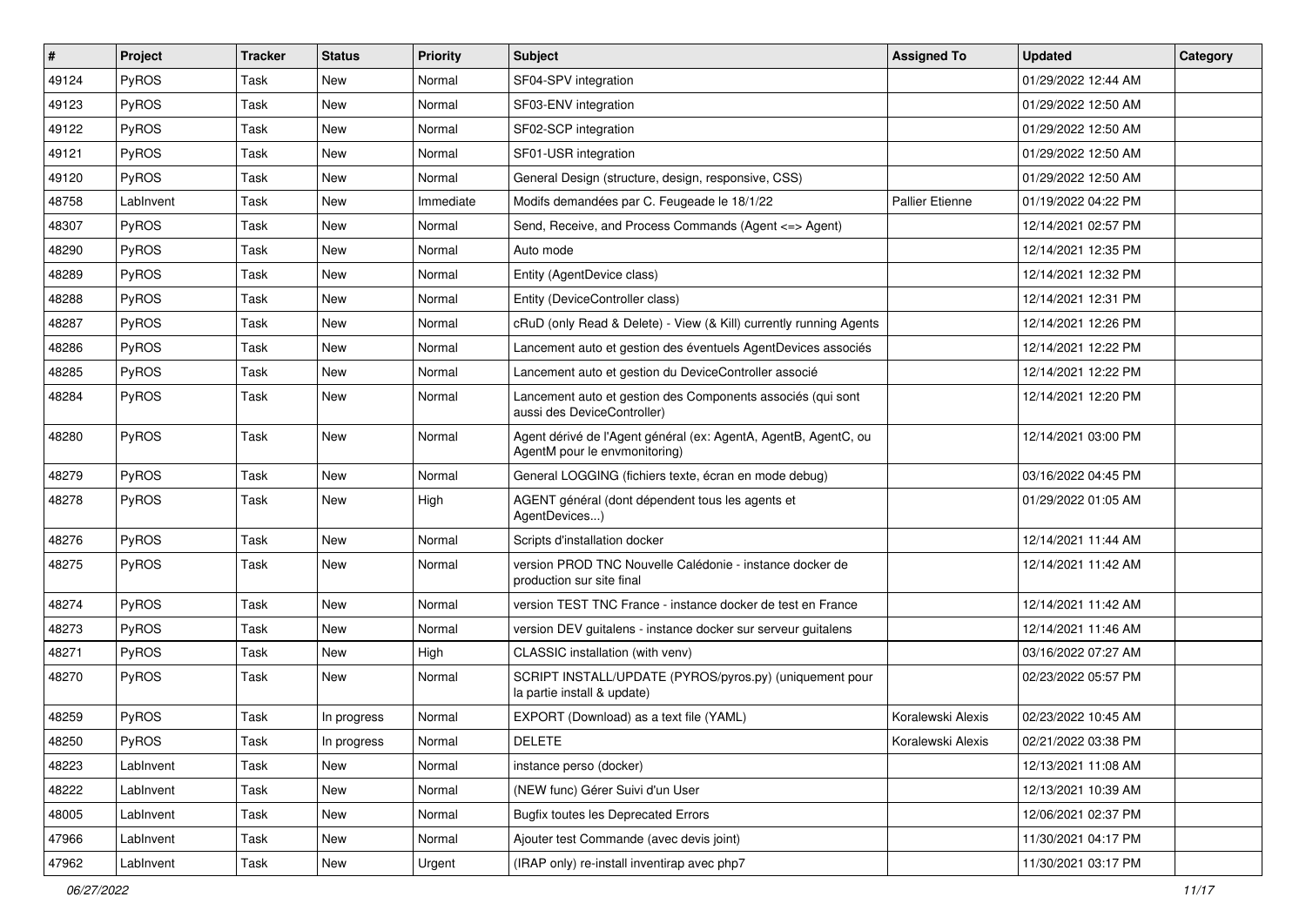| # | Project | Tracker | Status | Priority | Subject | Assigned To | Updated | Category |
|---|---|---|---|---|---|---|---|---|
| 49124 | PyROS | Task | New | Normal | SF04-SPV integration | | 01/29/2022 12:44 AM | |
| 49123 | PyROS | Task | New | Normal | SF03-ENV integration | | 01/29/2022 12:50 AM | |
| 49122 | PyROS | Task | New | Normal | SF02-SCP integration | | 01/29/2022 12:50 AM | |
| 49121 | PyROS | Task | New | Normal | SF01-USR integration | | 01/29/2022 12:50 AM | |
| 49120 | PyROS | Task | New | Normal | General Design (structure, design, responsive, CSS) | | 01/29/2022 12:50 AM | |
| 48758 | LabInvent | Task | New | Immediate | Modifs demandées par C. Feugeade le 18/1/22 | Pallier Etienne | 01/19/2022 04:22 PM | |
| 48307 | PyROS | Task | New | Normal | Send, Receive, and Process Commands (Agent <=> Agent) | | 12/14/2021 02:57 PM | |
| 48290 | PyROS | Task | New | Normal | Auto mode | | 12/14/2021 12:35 PM | |
| 48289 | PyROS | Task | New | Normal | Entity (AgentDevice class) | | 12/14/2021 12:32 PM | |
| 48288 | PyROS | Task | New | Normal | Entity (DeviceController class) | | 12/14/2021 12:31 PM | |
| 48287 | PyROS | Task | New | Normal | cRuD (only Read & Delete) - View (& Kill) currently running Agents | | 12/14/2021 12:26 PM | |
| 48286 | PyROS | Task | New | Normal | Lancement auto et gestion des éventuels AgentDevices associés | | 12/14/2021 12:22 PM | |
| 48285 | PyROS | Task | New | Normal | Lancement auto et gestion du DeviceController associé | | 12/14/2021 12:22 PM | |
| 48284 | PyROS | Task | New | Normal | Lancement auto et gestion des Components associés (qui sont aussi des DeviceController) | | 12/14/2021 12:20 PM | |
| 48280 | PyROS | Task | New | Normal | Agent dérivé de l'Agent général (ex: AgentA, AgentB, AgentC, ou AgentM pour le envmonitoring) | | 12/14/2021 03:00 PM | |
| 48279 | PyROS | Task | New | Normal | General LOGGING (fichiers texte, écran en mode debug) | | 03/16/2022 04:45 PM | |
| 48278 | PyROS | Task | New | High | AGENT général (dont dépendent tous les agents et AgentDevices...) | | 01/29/2022 01:05 AM | |
| 48276 | PyROS | Task | New | Normal | Scripts d'installation docker | | 12/14/2021 11:44 AM | |
| 48275 | PyROS | Task | New | Normal | version PROD TNC Nouvelle Calédonie - instance docker de production sur site final | | 12/14/2021 11:42 AM | |
| 48274 | PyROS | Task | New | Normal | version TEST TNC France - instance docker de test en France | | 12/14/2021 11:42 AM | |
| 48273 | PyROS | Task | New | Normal | version DEV guitalens - instance docker sur serveur guitalens | | 12/14/2021 11:46 AM | |
| 48271 | PyROS | Task | New | High | CLASSIC installation (with venv) | | 03/16/2022 07:27 AM | |
| 48270 | PyROS | Task | New | Normal | SCRIPT INSTALL/UPDATE (PYROS/pyros.py) (uniquement pour la partie install & update) | | 02/23/2022 05:57 PM | |
| 48259 | PyROS | Task | In progress | Normal | EXPORT (Download) as a text file (YAML) | Koralewski Alexis | 02/23/2022 10:45 AM | |
| 48250 | PyROS | Task | In progress | Normal | DELETE | Koralewski Alexis | 02/21/2022 03:38 PM | |
| 48223 | LabInvent | Task | New | Normal | instance perso (docker) | | 12/13/2021 11:08 AM | |
| 48222 | LabInvent | Task | New | Normal | (NEW func) Gérer Suivi d'un User | | 12/13/2021 10:39 AM | |
| 48005 | LabInvent | Task | New | Normal | Bugfix toutes les Deprecated Errors | | 12/06/2021 02:37 PM | |
| 47966 | LabInvent | Task | New | Normal | Ajouter test Commande (avec devis joint) | | 11/30/2021 04:17 PM | |
| 47962 | LabInvent | Task | New | Urgent | (IRAP only) re-install inventirap avec php7 | | 11/30/2021 03:17 PM | |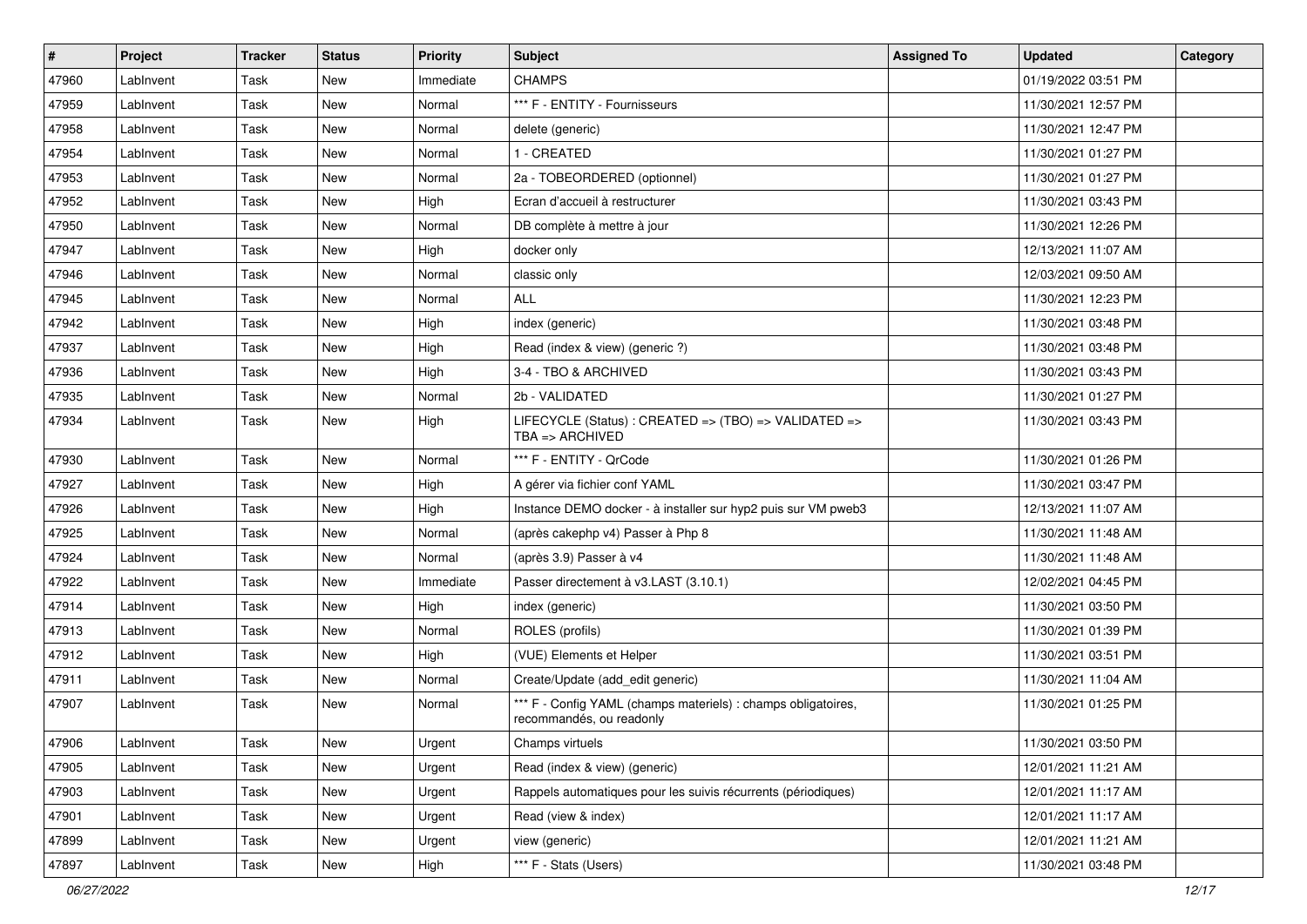| # | Project | Tracker | Status | Priority | Subject | Assigned To | Updated | Category |
|---|---|---|---|---|---|---|---|---|
| 47960 | LabInvent | Task | New | Immediate | CHAMPS | | 01/19/2022 03:51 PM | |
| 47959 | LabInvent | Task | New | Normal | *** F - ENTITY - Fournisseurs | | 11/30/2021 12:57 PM | |
| 47958 | LabInvent | Task | New | Normal | delete (generic) | | 11/30/2021 12:47 PM | |
| 47954 | LabInvent | Task | New | Normal | 1 - CREATED | | 11/30/2021 01:27 PM | |
| 47953 | LabInvent | Task | New | Normal | 2a - TOBEORDERED (optionnel) | | 11/30/2021 01:27 PM | |
| 47952 | LabInvent | Task | New | High | Ecran d'accueil à restructurer | | 11/30/2021 03:43 PM | |
| 47950 | LabInvent | Task | New | Normal | DB complète à mettre à jour | | 11/30/2021 12:26 PM | |
| 47947 | LabInvent | Task | New | High | docker only | | 12/13/2021 11:07 AM | |
| 47946 | LabInvent | Task | New | Normal | classic only | | 12/03/2021 09:50 AM | |
| 47945 | LabInvent | Task | New | Normal | ALL | | 11/30/2021 12:23 PM | |
| 47942 | LabInvent | Task | New | High | index (generic) | | 11/30/2021 03:48 PM | |
| 47937 | LabInvent | Task | New | High | Read (index & view) (generic ?) | | 11/30/2021 03:48 PM | |
| 47936 | LabInvent | Task | New | High | 3-4 - TBO & ARCHIVED | | 11/30/2021 03:43 PM | |
| 47935 | LabInvent | Task | New | Normal | 2b - VALIDATED | | 11/30/2021 01:27 PM | |
| 47934 | LabInvent | Task | New | High | LIFECYCLE (Status) : CREATED => (TBO) => VALIDATED => TBA => ARCHIVED | | 11/30/2021 03:43 PM | |
| 47930 | LabInvent | Task | New | Normal | *** F - ENTITY - QrCode | | 11/30/2021 01:26 PM | |
| 47927 | LabInvent | Task | New | High | A gérer via fichier conf YAML | | 11/30/2021 03:47 PM | |
| 47926 | LabInvent | Task | New | High | Instance DEMO docker - à installer sur hyp2 puis sur VM pweb3 | | 12/13/2021 11:07 AM | |
| 47925 | LabInvent | Task | New | Normal | (après cakephp v4) Passer à Php 8 | | 11/30/2021 11:48 AM | |
| 47924 | LabInvent | Task | New | Normal | (après 3.9) Passer à v4 | | 11/30/2021 11:48 AM | |
| 47922 | LabInvent | Task | New | Immediate | Passer directement à v3.LAST (3.10.1) | | 12/02/2021 04:45 PM | |
| 47914 | LabInvent | Task | New | High | index (generic) | | 11/30/2021 03:50 PM | |
| 47913 | LabInvent | Task | New | Normal | ROLES (profils) | | 11/30/2021 01:39 PM | |
| 47912 | LabInvent | Task | New | High | (VUE) Elements et Helper | | 11/30/2021 03:51 PM | |
| 47911 | LabInvent | Task | New | Normal | Create/Update (add_edit generic) | | 11/30/2021 11:04 AM | |
| 47907 | LabInvent | Task | New | Normal | *** F - Config YAML (champs materiels) : champs obligatoires, recommandés, ou readonly | | 11/30/2021 01:25 PM | |
| 47906 | LabInvent | Task | New | Urgent | Champs virtuels | | 11/30/2021 03:50 PM | |
| 47905 | LabInvent | Task | New | Urgent | Read (index & view) (generic) | | 12/01/2021 11:21 AM | |
| 47903 | LabInvent | Task | New | Urgent | Rappels automatiques pour les suivis récurrents (périodiques) | | 12/01/2021 11:17 AM | |
| 47901 | LabInvent | Task | New | Urgent | Read (view & index) | | 12/01/2021 11:17 AM | |
| 47899 | LabInvent | Task | New | Urgent | view (generic) | | 12/01/2021 11:21 AM | |
| 47897 | LabInvent | Task | New | High | *** F - Stats (Users) | | 11/30/2021 03:48 PM | |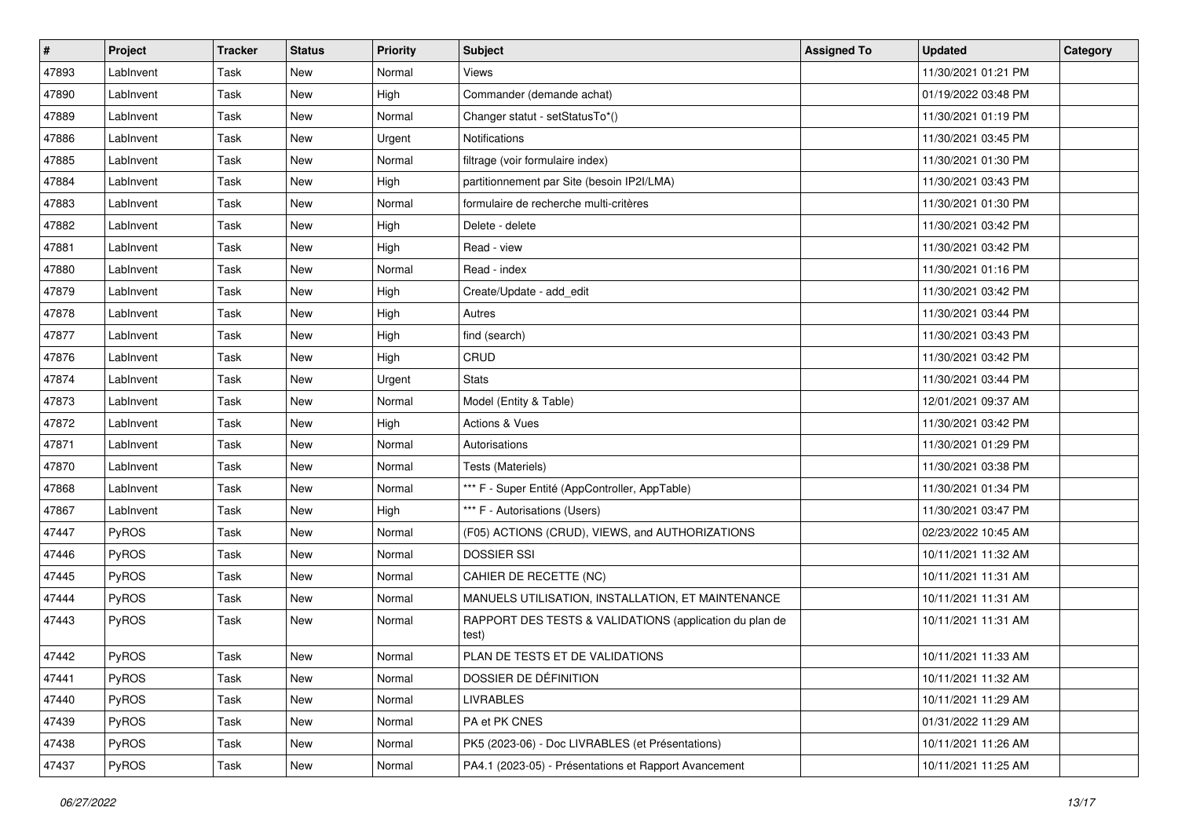| # | Project | Tracker | Status | Priority | Subject | Assigned To | Updated | Category |
|---|---|---|---|---|---|---|---|---|
| 47893 | LabInvent | Task | New | Normal | Views | | 11/30/2021 01:21 PM | |
| 47890 | LabInvent | Task | New | High | Commander (demande achat) | | 01/19/2022 03:48 PM | |
| 47889 | LabInvent | Task | New | Normal | Changer statut - setStatusTo*() | | 11/30/2021 01:19 PM | |
| 47886 | LabInvent | Task | New | Urgent | Notifications | | 11/30/2021 03:45 PM | |
| 47885 | LabInvent | Task | New | Normal | filtrage (voir formulaire index) | | 11/30/2021 01:30 PM | |
| 47884 | LabInvent | Task | New | High | partitionnement par Site (besoin IP2I/LMA) | | 11/30/2021 03:43 PM | |
| 47883 | LabInvent | Task | New | Normal | formulaire de recherche multi-critères | | 11/30/2021 01:30 PM | |
| 47882 | LabInvent | Task | New | High | Delete - delete | | 11/30/2021 03:42 PM | |
| 47881 | LabInvent | Task | New | High | Read - view | | 11/30/2021 03:42 PM | |
| 47880 | LabInvent | Task | New | Normal | Read - index | | 11/30/2021 01:16 PM | |
| 47879 | LabInvent | Task | New | High | Create/Update - add_edit | | 11/30/2021 03:42 PM | |
| 47878 | LabInvent | Task | New | High | Autres | | 11/30/2021 03:44 PM | |
| 47877 | LabInvent | Task | New | High | find (search) | | 11/30/2021 03:43 PM | |
| 47876 | LabInvent | Task | New | High | CRUD | | 11/30/2021 03:42 PM | |
| 47874 | LabInvent | Task | New | Urgent | Stats | | 11/30/2021 03:44 PM | |
| 47873 | LabInvent | Task | New | Normal | Model (Entity & Table) | | 12/01/2021 09:37 AM | |
| 47872 | LabInvent | Task | New | High | Actions & Vues | | 11/30/2021 03:42 PM | |
| 47871 | LabInvent | Task | New | Normal | Autorisations | | 11/30/2021 01:29 PM | |
| 47870 | LabInvent | Task | New | Normal | Tests (Materiels) | | 11/30/2021 03:38 PM | |
| 47868 | LabInvent | Task | New | Normal | *** F - Super Entité (AppController, AppTable) | | 11/30/2021 01:34 PM | |
| 47867 | LabInvent | Task | New | High | *** F - Autorisations (Users) | | 11/30/2021 03:47 PM | |
| 47447 | PyROS | Task | New | Normal | (F05) ACTIONS (CRUD), VIEWS, and AUTHORIZATIONS | | 02/23/2022 10:45 AM | |
| 47446 | PyROS | Task | New | Normal | DOSSIER SSI | | 10/11/2021 11:32 AM | |
| 47445 | PyROS | Task | New | Normal | CAHIER DE RECETTE (NC) | | 10/11/2021 11:31 AM | |
| 47444 | PyROS | Task | New | Normal | MANUELS UTILISATION, INSTALLATION, ET MAINTENANCE | | 10/11/2021 11:31 AM | |
| 47443 | PyROS | Task | New | Normal | RAPPORT DES TESTS & VALIDATIONS (application du plan de test) | | 10/11/2021 11:31 AM | |
| 47442 | PyROS | Task | New | Normal | PLAN DE TESTS ET DE VALIDATIONS | | 10/11/2021 11:33 AM | |
| 47441 | PyROS | Task | New | Normal | DOSSIER DE DÉFINITION | | 10/11/2021 11:32 AM | |
| 47440 | PyROS | Task | New | Normal | LIVRABLES | | 10/11/2021 11:29 AM | |
| 47439 | PyROS | Task | New | Normal | PA et PK CNES | | 01/31/2022 11:29 AM | |
| 47438 | PyROS | Task | New | Normal | PK5 (2023-06) - Doc LIVRABLES (et Présentations) | | 10/11/2021 11:26 AM | |
| 47437 | PyROS | Task | New | Normal | PA4.1 (2023-05) - Présentations et Rapport Avancement | | 10/11/2021 11:25 AM | |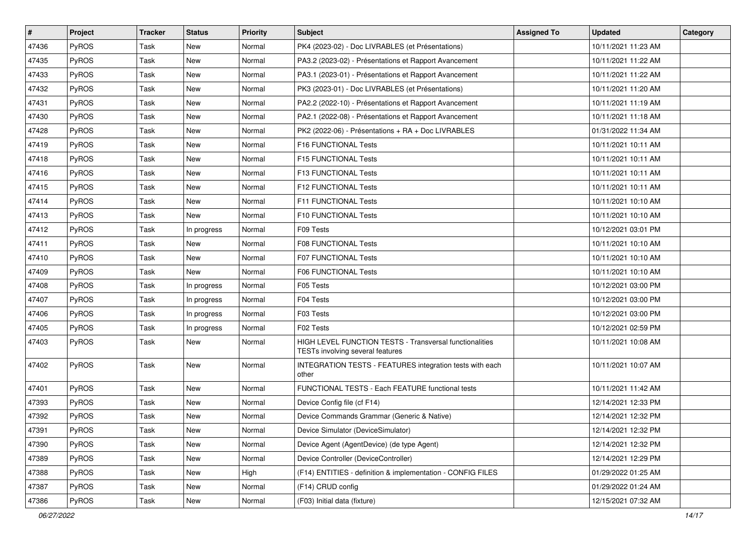| # | Project | Tracker | Status | Priority | Subject | Assigned To | Updated | Category |
|---|---|---|---|---|---|---|---|---|
| 47436 | PyROS | Task | New | Normal | PK4 (2023-02) - Doc LIVRABLES (et Présentations) | | 10/11/2021 11:23 AM | |
| 47435 | PyROS | Task | New | Normal | PA3.2 (2023-02) - Présentations et Rapport Avancement | | 10/11/2021 11:22 AM | |
| 47433 | PyROS | Task | New | Normal | PA3.1 (2023-01) - Présentations et Rapport Avancement | | 10/11/2021 11:22 AM | |
| 47432 | PyROS | Task | New | Normal | PK3 (2023-01) - Doc LIVRABLES (et Présentations) | | 10/11/2021 11:20 AM | |
| 47431 | PyROS | Task | New | Normal | PA2.2 (2022-10) - Présentations et Rapport Avancement | | 10/11/2021 11:19 AM | |
| 47430 | PyROS | Task | New | Normal | PA2.1 (2022-08) - Présentations et Rapport Avancement | | 10/11/2021 11:18 AM | |
| 47428 | PyROS | Task | New | Normal | PK2 (2022-06) - Présentations + RA + Doc LIVRABLES | | 01/31/2022 11:34 AM | |
| 47419 | PyROS | Task | New | Normal | F16 FUNCTIONAL Tests | | 10/11/2021 10:11 AM | |
| 47418 | PyROS | Task | New | Normal | F15 FUNCTIONAL Tests | | 10/11/2021 10:11 AM | |
| 47416 | PyROS | Task | New | Normal | F13 FUNCTIONAL Tests | | 10/11/2021 10:11 AM | |
| 47415 | PyROS | Task | New | Normal | F12 FUNCTIONAL Tests | | 10/11/2021 10:11 AM | |
| 47414 | PyROS | Task | New | Normal | F11 FUNCTIONAL Tests | | 10/11/2021 10:10 AM | |
| 47413 | PyROS | Task | New | Normal | F10 FUNCTIONAL Tests | | 10/11/2021 10:10 AM | |
| 47412 | PyROS | Task | In progress | Normal | F09 Tests | | 10/12/2021 03:01 PM | |
| 47411 | PyROS | Task | New | Normal | F08 FUNCTIONAL Tests | | 10/11/2021 10:10 AM | |
| 47410 | PyROS | Task | New | Normal | F07 FUNCTIONAL Tests | | 10/11/2021 10:10 AM | |
| 47409 | PyROS | Task | New | Normal | F06 FUNCTIONAL Tests | | 10/11/2021 10:10 AM | |
| 47408 | PyROS | Task | In progress | Normal | F05 Tests | | 10/12/2021 03:00 PM | |
| 47407 | PyROS | Task | In progress | Normal | F04 Tests | | 10/12/2021 03:00 PM | |
| 47406 | PyROS | Task | In progress | Normal | F03 Tests | | 10/12/2021 03:00 PM | |
| 47405 | PyROS | Task | In progress | Normal | F02 Tests | | 10/12/2021 02:59 PM | |
| 47403 | PyROS | Task | New | Normal | HIGH LEVEL FUNCTION TESTS - Transversal functionalities TESTs involving several features | | 10/11/2021 10:08 AM | |
| 47402 | PyROS | Task | New | Normal | INTEGRATION TESTS - FEATURES integration tests with each other | | 10/11/2021 10:07 AM | |
| 47401 | PyROS | Task | New | Normal | FUNCTIONAL TESTS - Each FEATURE functional tests | | 10/11/2021 11:42 AM | |
| 47393 | PyROS | Task | New | Normal | Device Config file (cf F14) | | 12/14/2021 12:33 PM | |
| 47392 | PyROS | Task | New | Normal | Device Commands Grammar (Generic & Native) | | 12/14/2021 12:32 PM | |
| 47391 | PyROS | Task | New | Normal | Device Simulator (DeviceSimulator) | | 12/14/2021 12:32 PM | |
| 47390 | PyROS | Task | New | Normal | Device Agent (AgentDevice) (de type Agent) | | 12/14/2021 12:32 PM | |
| 47389 | PyROS | Task | New | Normal | Device Controller (DeviceController) | | 12/14/2021 12:29 PM | |
| 47388 | PyROS | Task | New | High | (F14) ENTITIES - definition & implementation - CONFIG FILES | | 01/29/2022 01:25 AM | |
| 47387 | PyROS | Task | New | Normal | (F14) CRUD config | | 01/29/2022 01:24 AM | |
| 47386 | PyROS | Task | New | Normal | (F03) Initial data (fixture) | | 12/15/2021 07:32 AM | |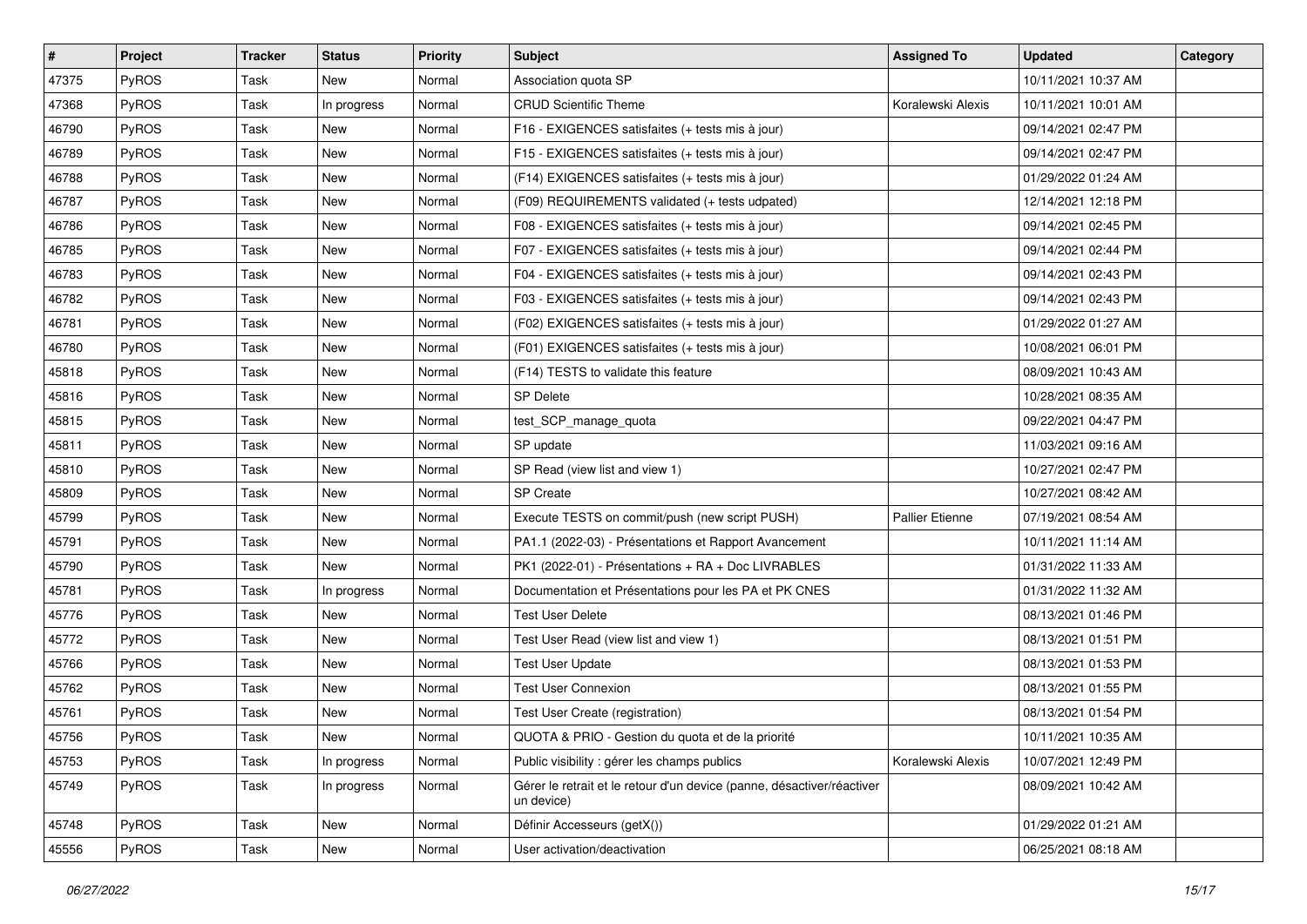| # | Project | Tracker | Status | Priority | Subject | Assigned To | Updated | Category |
|---|---|---|---|---|---|---|---|---|
| 47375 | PyROS | Task | New | Normal | Association quota SP | | 10/11/2021 10:37 AM | |
| 47368 | PyROS | Task | In progress | Normal | CRUD Scientific Theme | Koralewski Alexis | 10/11/2021 10:01 AM | |
| 46790 | PyROS | Task | New | Normal | F16 - EXIGENCES satisfaites (+ tests mis à jour) | | 09/14/2021 02:47 PM | |
| 46789 | PyROS | Task | New | Normal | F15 - EXIGENCES satisfaites (+ tests mis à jour) | | 09/14/2021 02:47 PM | |
| 46788 | PyROS | Task | New | Normal | (F14) EXIGENCES satisfaites (+ tests mis à jour) | | 01/29/2022 01:24 AM | |
| 46787 | PyROS | Task | New | Normal | (F09) REQUIREMENTS validated (+ tests udpated) | | 12/14/2021 12:18 PM | |
| 46786 | PyROS | Task | New | Normal | F08 - EXIGENCES satisfaites (+ tests mis à jour) | | 09/14/2021 02:45 PM | |
| 46785 | PyROS | Task | New | Normal | F07 - EXIGENCES satisfaites (+ tests mis à jour) | | 09/14/2021 02:44 PM | |
| 46783 | PyROS | Task | New | Normal | F04 - EXIGENCES satisfaites (+ tests mis à jour) | | 09/14/2021 02:43 PM | |
| 46782 | PyROS | Task | New | Normal | F03 - EXIGENCES satisfaites (+ tests mis à jour) | | 09/14/2021 02:43 PM | |
| 46781 | PyROS | Task | New | Normal | (F02) EXIGENCES satisfaites (+ tests mis à jour) | | 01/29/2022 01:27 AM | |
| 46780 | PyROS | Task | New | Normal | (F01) EXIGENCES satisfaites (+ tests mis à jour) | | 10/08/2021 06:01 PM | |
| 45818 | PyROS | Task | New | Normal | (F14) TESTS to validate this feature | | 08/09/2021 10:43 AM | |
| 45816 | PyROS | Task | New | Normal | SP Delete | | 10/28/2021 08:35 AM | |
| 45815 | PyROS | Task | New | Normal | test_SCP_manage_quota | | 09/22/2021 04:47 PM | |
| 45811 | PyROS | Task | New | Normal | SP update | | 11/03/2021 09:16 AM | |
| 45810 | PyROS | Task | New | Normal | SP Read (view list and view 1) | | 10/27/2021 02:47 PM | |
| 45809 | PyROS | Task | New | Normal | SP Create | | 10/27/2021 08:42 AM | |
| 45799 | PyROS | Task | New | Normal | Execute TESTS on commit/push (new script PUSH) | Pallier Etienne | 07/19/2021 08:54 AM | |
| 45791 | PyROS | Task | New | Normal | PA1.1 (2022-03) - Présentations et Rapport Avancement | | 10/11/2021 11:14 AM | |
| 45790 | PyROS | Task | New | Normal | PK1 (2022-01) - Présentations + RA + Doc LIVRABLES | | 01/31/2022 11:33 AM | |
| 45781 | PyROS | Task | In progress | Normal | Documentation et Présentations pour les PA et PK CNES | | 01/31/2022 11:32 AM | |
| 45776 | PyROS | Task | New | Normal | Test User Delete | | 08/13/2021 01:46 PM | |
| 45772 | PyROS | Task | New | Normal | Test User Read (view list and view 1) | | 08/13/2021 01:51 PM | |
| 45766 | PyROS | Task | New | Normal | Test User Update | | 08/13/2021 01:53 PM | |
| 45762 | PyROS | Task | New | Normal | Test User Connexion | | 08/13/2021 01:55 PM | |
| 45761 | PyROS | Task | New | Normal | Test User Create (registration) | | 08/13/2021 01:54 PM | |
| 45756 | PyROS | Task | New | Normal | QUOTA & PRIO - Gestion du quota et de la priorité | | 10/11/2021 10:35 AM | |
| 45753 | PyROS | Task | In progress | Normal | Public visibility : gérer les champs publics | Koralewski Alexis | 10/07/2021 12:49 PM | |
| 45749 | PyROS | Task | In progress | Normal | Gérer le retrait et le retour d'un device (panne, désactiver/réactiver un device) | | 08/09/2021 10:42 AM | |
| 45748 | PyROS | Task | New | Normal | Définir Accesseurs (getX()) | | 01/29/2022 01:21 AM | |
| 45556 | PyROS | Task | New | Normal | User activation/deactivation | | 06/25/2021 08:18 AM | |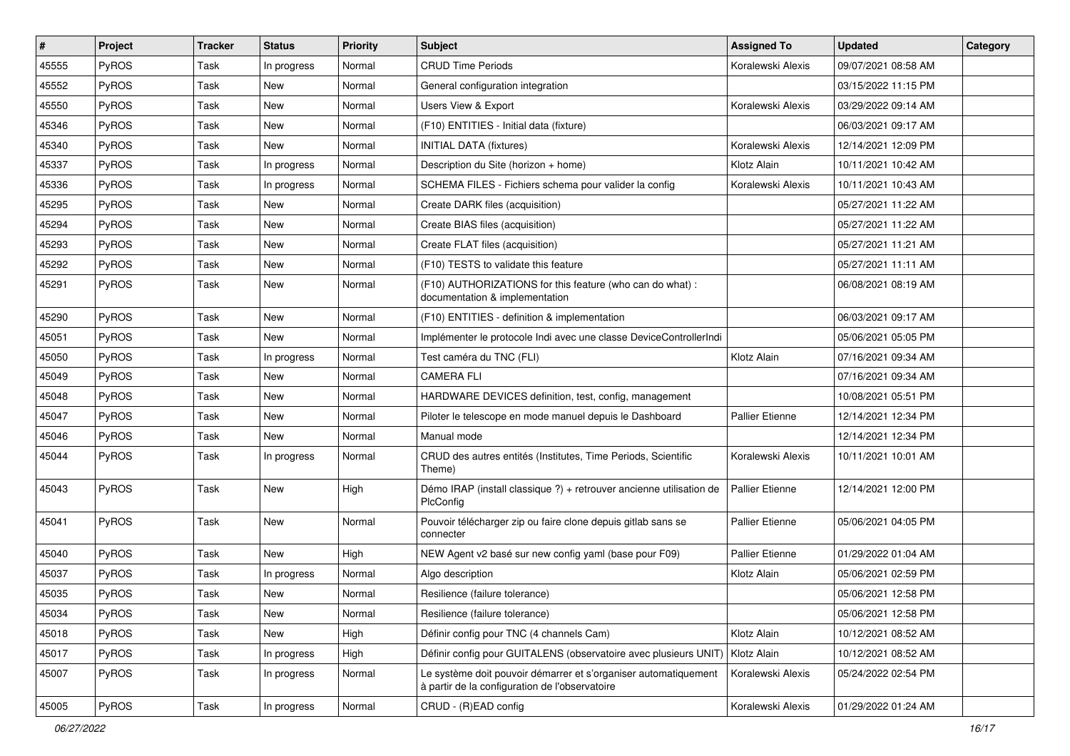| # | Project | Tracker | Status | Priority | Subject | Assigned To | Updated | Category |
|---|---|---|---|---|---|---|---|---|
| 45555 | PyROS | Task | In progress | Normal | CRUD Time Periods | Koralewski Alexis | 09/07/2021 08:58 AM | |
| 45552 | PyROS | Task | New | Normal | General configuration integration | | 03/15/2022 11:15 PM | |
| 45550 | PyROS | Task | New | Normal | Users View & Export | Koralewski Alexis | 03/29/2022 09:14 AM | |
| 45346 | PyROS | Task | New | Normal | (F10) ENTITIES - Initial data (fixture) | | 06/03/2021 09:17 AM | |
| 45340 | PyROS | Task | New | Normal | INITIAL DATA (fixtures) | Koralewski Alexis | 12/14/2021 12:09 PM | |
| 45337 | PyROS | Task | In progress | Normal | Description du Site (horizon + home) | Klotz Alain | 10/11/2021 10:42 AM | |
| 45336 | PyROS | Task | In progress | Normal | SCHEMA FILES - Fichiers schema pour valider la config | Koralewski Alexis | 10/11/2021 10:43 AM | |
| 45295 | PyROS | Task | New | Normal | Create DARK files (acquisition) | | 05/27/2021 11:22 AM | |
| 45294 | PyROS | Task | New | Normal | Create BIAS files (acquisition) | | 05/27/2021 11:22 AM | |
| 45293 | PyROS | Task | New | Normal | Create FLAT files (acquisition) | | 05/27/2021 11:21 AM | |
| 45292 | PyROS | Task | New | Normal | (F10) TESTS to validate this feature | | 05/27/2021 11:11 AM | |
| 45291 | PyROS | Task | New | Normal | (F10) AUTHORIZATIONS for this feature (who can do what) : documentation & implementation | | 06/08/2021 08:19 AM | |
| 45290 | PyROS | Task | New | Normal | (F10) ENTITIES - definition & implementation | | 06/03/2021 09:17 AM | |
| 45051 | PyROS | Task | New | Normal | Implémenter le protocole Indi avec une classe DeviceControllerIndi | | 05/06/2021 05:05 PM | |
| 45050 | PyROS | Task | In progress | Normal | Test caméra du TNC (FLI) | Klotz Alain | 07/16/2021 09:34 AM | |
| 45049 | PyROS | Task | New | Normal | CAMERA FLI | | 07/16/2021 09:34 AM | |
| 45048 | PyROS | Task | New | Normal | HARDWARE DEVICES definition, test, config, management | | 10/08/2021 05:51 PM | |
| 45047 | PyROS | Task | New | Normal | Piloter le telescope en mode manuel depuis le Dashboard | Pallier Etienne | 12/14/2021 12:34 PM | |
| 45046 | PyROS | Task | New | Normal | Manual mode | | 12/14/2021 12:34 PM | |
| 45044 | PyROS | Task | In progress | Normal | CRUD des autres entités (Institutes, Time Periods, Scientific Theme) | Koralewski Alexis | 10/11/2021 10:01 AM | |
| 45043 | PyROS | Task | New | High | Démo IRAP (install classique ?) + retrouver ancienne utilisation de PlcConfig | Pallier Etienne | 12/14/2021 12:00 PM | |
| 45041 | PyROS | Task | New | Normal | Pouvoir télécharger zip ou faire clone depuis gitlab sans se connecter | Pallier Etienne | 05/06/2021 04:05 PM | |
| 45040 | PyROS | Task | New | High | NEW Agent v2 basé sur new config yaml (base pour F09) | Pallier Etienne | 01/29/2022 01:04 AM | |
| 45037 | PyROS | Task | In progress | Normal | Algo description | Klotz Alain | 05/06/2021 02:59 PM | |
| 45035 | PyROS | Task | New | Normal | Resilience (failure tolerance) | | 05/06/2021 12:58 PM | |
| 45034 | PyROS | Task | New | Normal | Resilience (failure tolerance) | | 05/06/2021 12:58 PM | |
| 45018 | PyROS | Task | New | High | Définir config pour TNC (4 channels Cam) | Klotz Alain | 10/12/2021 08:52 AM | |
| 45017 | PyROS | Task | In progress | High | Définir config pour GUITALENS (observatoire avec plusieurs UNIT) | Klotz Alain | 10/12/2021 08:52 AM | |
| 45007 | PyROS | Task | In progress | Normal | Le système doit pouvoir démarrer et s'organiser automatiquement à partir de la configuration de l'observatoire | Koralewski Alexis | 05/24/2022 02:54 PM | |
| 45005 | PyROS | Task | In progress | Normal | CRUD - (R)EAD config | Koralewski Alexis | 01/29/2022 01:24 AM | |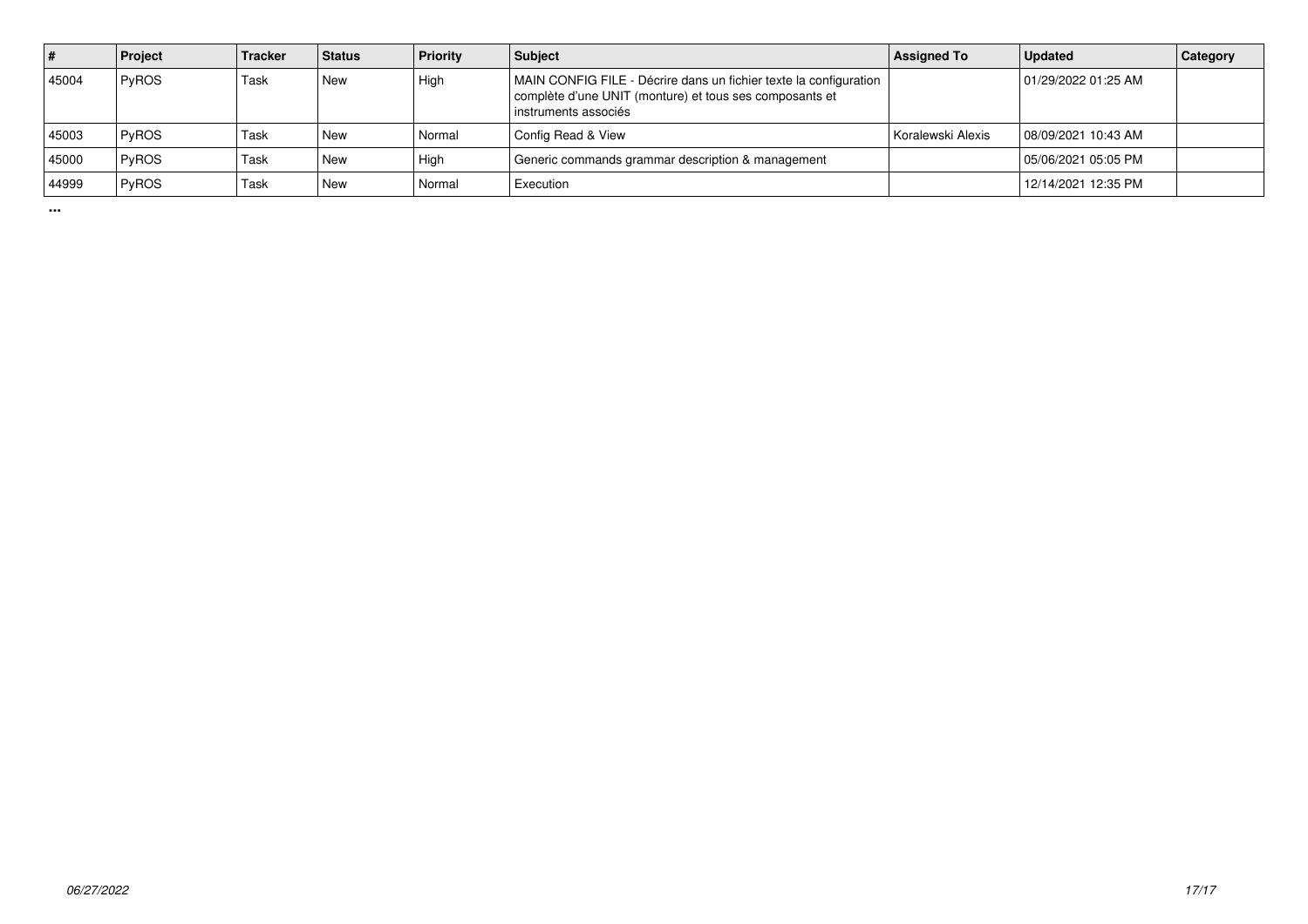| # | Project | Tracker | Status | Priority | Subject | Assigned To | Updated | Category |
|---|---|---|---|---|---|---|---|---|
| 45004 | PyROS | Task | New | High | MAIN CONFIG FILE - Décrire dans un fichier texte la configuration complète d'une UNIT (monture) et tous ses composants et instruments associés | | 01/29/2022 01:25 AM | |
| 45003 | PyROS | Task | New | Normal | Config Read & View | Koralewski Alexis | 08/09/2021 10:43 AM | |
| 45000 | PyROS | Task | New | High | Generic commands grammar description & management | | 05/06/2021 05:05 PM | |
| 44999 | PyROS | Task | New | Normal | Execution | | 12/14/2021 12:35 PM | |

...